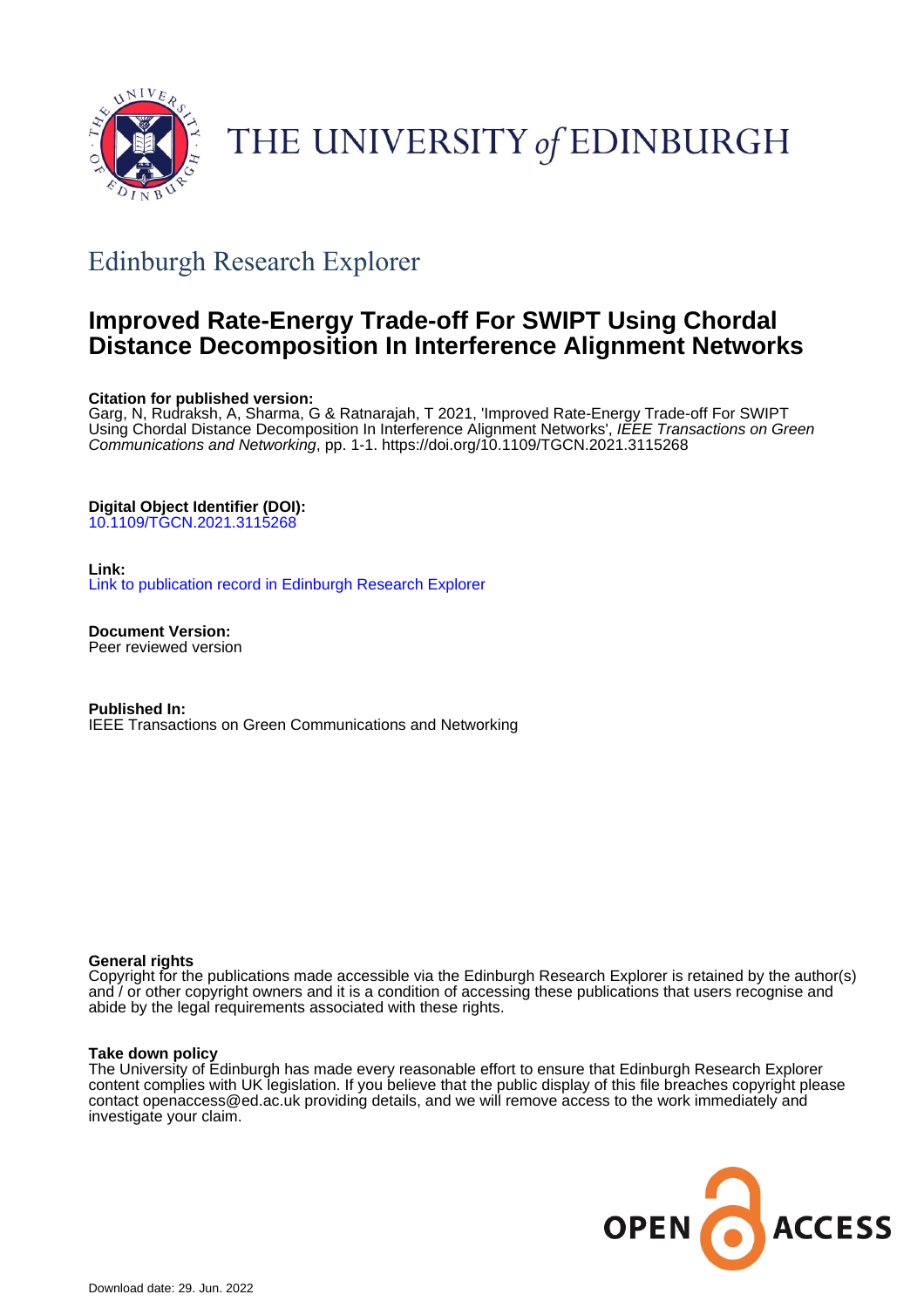THE UNIVERSITY *of* EDINBURGH

## Edinburgh Research Explorer

# Improved Rate-Energy Trade-off For SWIPT Using Chordal Distance Decomposition In Interference Alignment Networks

**Citation for published version:**
Garg, N, Rudraksh, A, Sharma, G & Ratnarajah, T 2021, 'Improved Rate-Energy Trade-off For SWIPT Using Chordal Distance Decomposition In Interference Alignment Networks', *IEEE Transactions on Green Communications and Networking*, pp. 1-1. https://doi.org/10.1109/TGCN.2021.3115268

**Digital Object Identifier (DOI):**
10.1109/TGCN.2021.3115268

**Link:**
Link to publication record in Edinburgh Research Explorer

**Document Version:**
Peer reviewed version

**Published In:**
IEEE Transactions on Green Communications and Networking

**General rights**
Copyright for the publications made accessible via the Edinburgh Research Explorer is retained by the author(s) and / or other copyright owners and it is a condition of accessing these publications that users recognise and abide by the legal requirements associated with these rights.

**Take down policy**
The University of Edinburgh has made every reasonable effort to ensure that Edinburgh Research Explorer content complies with UK legislation. If you believe that the public display of this file breaches copyright please contact openaccess@ed.ac.uk providing details, and we will remove access to the work immediately and investigate your claim.

OPEN ACCESS

Download date: 29. Jun. 2022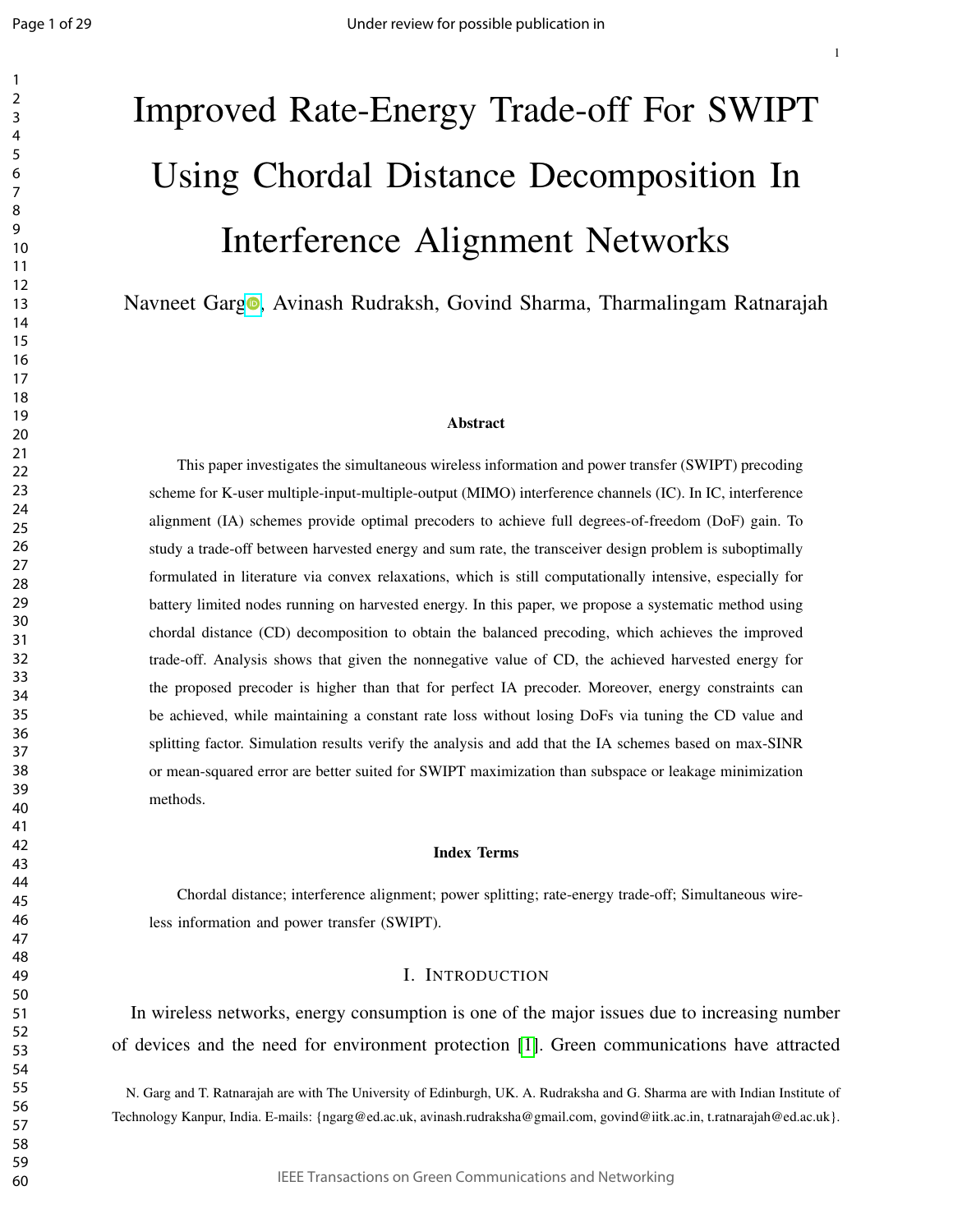# Improved Rate-Energy Trade-off For SWIPT Using Chordal Distance Decomposition In Interference Alignment Networks

Navneet Garg, Avinash Rudraksh, Govind Sharma, Tharmalingam Ratnarajah

### Abstract

This paper investigates the simultaneous wireless information and power transfer (SWIPT) precoding scheme for K-user multiple-input-multiple-output (MIMO) interference channels (IC). In IC, interference alignment (IA) schemes provide optimal precoders to achieve full degrees-of-freedom (DoF) gain. To study a trade-off between harvested energy and sum rate, the transceiver design problem is suboptimally formulated in literature via convex relaxations, which is still computationally intensive, especially for battery limited nodes running on harvested energy. In this paper, we propose a systematic method using chordal distance (CD) decomposition to obtain the balanced precoding, which achieves the improved trade-off. Analysis shows that given the nonnegative value of CD, the achieved harvested energy for the proposed precoder is higher than that for perfect IA precoder. Moreover, energy constraints can be achieved, while maintaining a constant rate loss without losing DoFs via tuning the CD value and splitting factor. Simulation results verify the analysis and add that the IA schemes based on max-SINR or mean-squared error are better suited for SWIPT maximization than subspace or leakage minimization methods.

### Index Terms

Chordal distance; interference alignment; power splitting; rate-energy trade-off; Simultaneous wireless information and power transfer (SWIPT).

## I. Introduction

In wireless networks, energy consumption is one of the major issues due to increasing number of devices and the need for environment protection [1]. Green communications have attracted

N. Garg and T. Ratnarajah are with The University of Edinburgh, UK. A. Rudraksha and G. Sharma are with Indian Institute of Technology Kanpur, India. E-mails: {ngarg@ed.ac.uk, avinash.rudraksha@gmail.com, govind@iitk.ac.in, t.ratnarajah@ed.ac.uk}.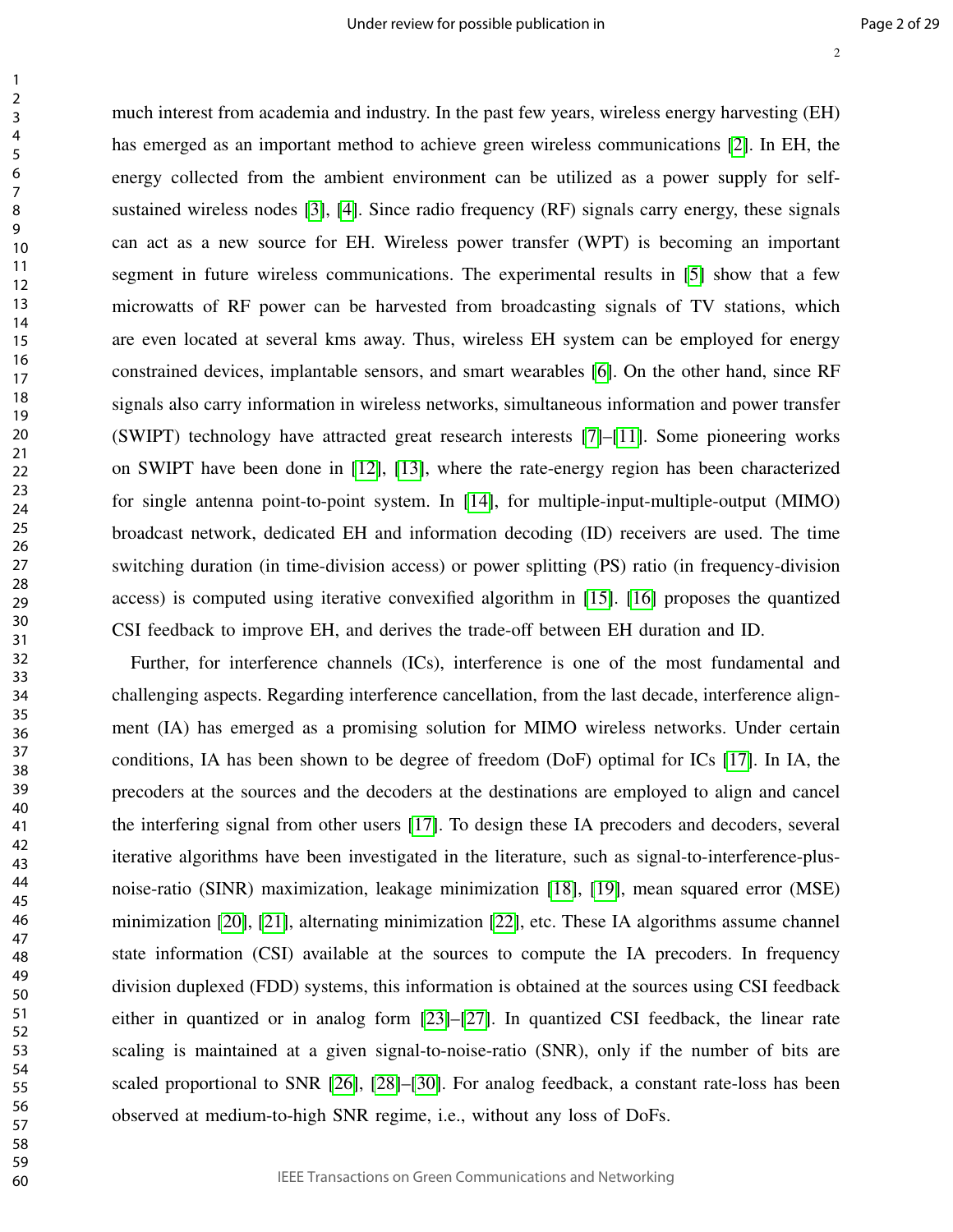much interest from academia and industry. In the past few years, wireless energy harvesting (EH) has emerged as an important method to achieve green wireless communications [2]. In EH, the energy collected from the ambient environment can be utilized as a power supply for self-sustained wireless nodes [3], [4]. Since radio frequency (RF) signals carry energy, these signals can act as a new source for EH. Wireless power transfer (WPT) is becoming an important segment in future wireless communications. The experimental results in [5] show that a few microwatts of RF power can be harvested from broadcasting signals of TV stations, which are even located at several kms away. Thus, wireless EH system can be employed for energy constrained devices, implantable sensors, and smart wearables [6]. On the other hand, since RF signals also carry information in wireless networks, simultaneous information and power transfer (SWIPT) technology have attracted great research interests [7]–[11]. Some pioneering works on SWIPT have been done in [12], [13], where the rate-energy region has been characterized for single antenna point-to-point system. In [14], for multiple-input-multiple-output (MIMO) broadcast network, dedicated EH and information decoding (ID) receivers are used. The time switching duration (in time-division access) or power splitting (PS) ratio (in frequency-division access) is computed using iterative convexified algorithm in [15]. [16] proposes the quantized CSI feedback to improve EH, and derives the trade-off between EH duration and ID.

Further, for interference channels (ICs), interference is one of the most fundamental and challenging aspects. Regarding interference cancellation, from the last decade, interference alignment (IA) has emerged as a promising solution for MIMO wireless networks. Under certain conditions, IA has been shown to be degree of freedom (DoF) optimal for ICs [17]. In IA, the precoders at the sources and the decoders at the destinations are employed to align and cancel the interfering signal from other users [17]. To design these IA precoders and decoders, several iterative algorithms have been investigated in the literature, such as signal-to-interference-plus-noise-ratio (SINR) maximization, leakage minimization [18], [19], mean squared error (MSE) minimization [20], [21], alternating minimization [22], etc. These IA algorithms assume channel state information (CSI) available at the sources to compute the IA precoders. In frequency division duplexed (FDD) systems, this information is obtained at the sources using CSI feedback either in quantized or in analog form [23]–[27]. In quantized CSI feedback, the linear rate scaling is maintained at a given signal-to-noise-ratio (SNR), only if the number of bits are scaled proportional to SNR [26], [28]–[30]. For analog feedback, a constant rate-loss has been observed at medium-to-high SNR regime, i.e., without any loss of DoFs.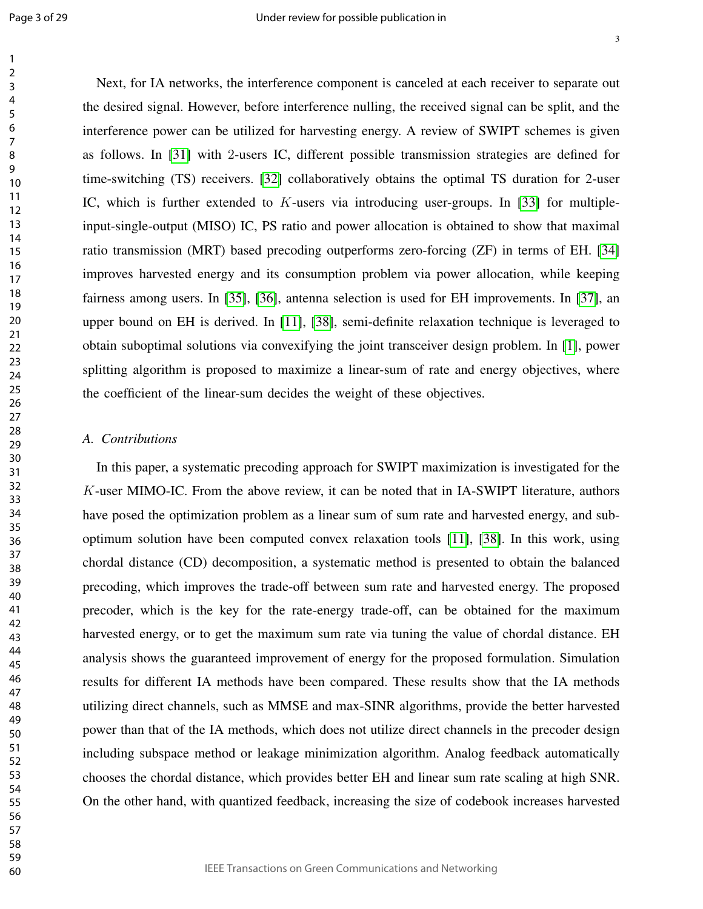Next, for IA networks, the interference component is canceled at each receiver to separate out the desired signal. However, before interference nulling, the received signal can be split, and the interference power can be utilized for harvesting energy. A review of SWIPT schemes is given as follows. In [31] with 2-users IC, different possible transmission strategies are defined for time-switching (TS) receivers. [32] collaboratively obtains the optimal TS duration for 2-user IC, which is further extended to $K$-users via introducing user-groups. In [33] for multiple-input-single-output (MISO) IC, PS ratio and power allocation is obtained to show that maximal ratio transmission (MRT) based precoding outperforms zero-forcing (ZF) in terms of EH. [34] improves harvested energy and its consumption problem via power allocation, while keeping fairness among users. In [35], [36], antenna selection is used for EH improvements. In [37], an upper bound on EH is derived. In [11], [38], semi-definite relaxation technique is leveraged to obtain suboptimal solutions via convexifying the joint transceiver design problem. In [1], power splitting algorithm is proposed to maximize a linear-sum of rate and energy objectives, where the coefficient of the linear-sum decides the weight of these objectives.

### *A. Contributions*

In this paper, a systematic precoding approach for SWIPT maximization is investigated for the $K$-user MIMO-IC. From the above review, it can be noted that in IA-SWIPT literature, authors have posed the optimization problem as a linear sum of sum rate and harvested energy, and sub-optimum solution have been computed convex relaxation tools [11], [38]. In this work, using chordal distance (CD) decomposition, a systematic method is presented to obtain the balanced precoding, which improves the trade-off between sum rate and harvested energy. The proposed precoder, which is the key for the rate-energy trade-off, can be obtained for the maximum harvested energy, or to get the maximum sum rate via tuning the value of chordal distance. EH analysis shows the guaranteed improvement of energy for the proposed formulation. Simulation results for different IA methods have been compared. These results show that the IA methods utilizing direct channels, such as MMSE and max-SINR algorithms, provide the better harvested power than that of the IA methods, which does not utilize direct channels in the precoder design including subspace method or leakage minimization algorithm. Analog feedback automatically chooses the chordal distance, which provides better EH and linear sum rate scaling at high SNR. On the other hand, with quantized feedback, increasing the size of codebook increases harvested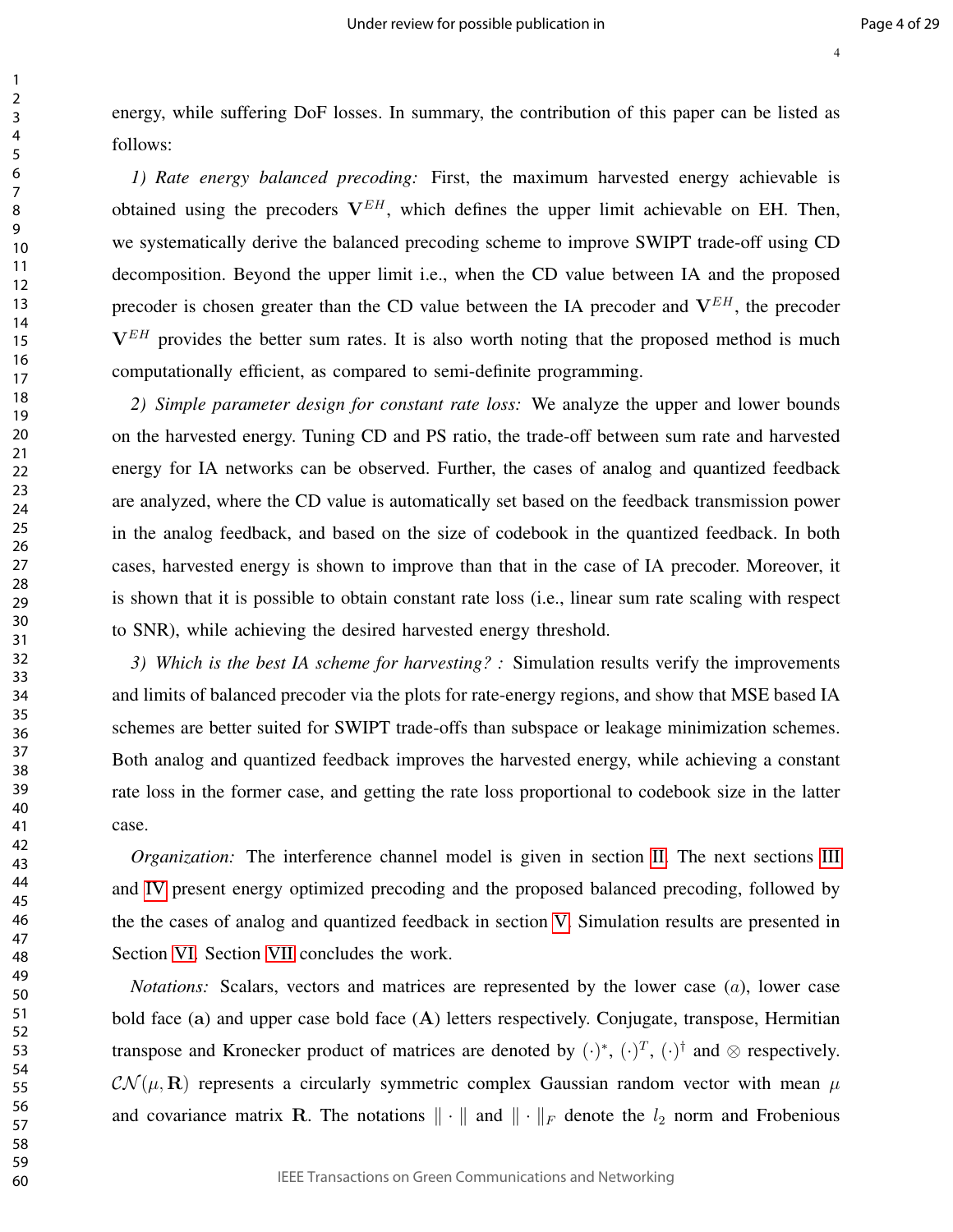energy, while suffering DoF losses. In summary, the contribution of this paper can be listed as follows:

*1) Rate energy balanced precoding:* First, the maximum harvested energy achievable is obtained using the precoders $\mathbf{V}^{EH}$, which defines the upper limit achievable on EH. Then, we systematically derive the balanced precoding scheme to improve SWIPT trade-off using CD decomposition. Beyond the upper limit i.e., when the CD value between IA and the proposed precoder is chosen greater than the CD value between the IA precoder and $\mathbf{V}^{EH}$, the precoder $\mathbf{V}^{EH}$ provides the better sum rates. It is also worth noting that the proposed method is much computationally efficient, as compared to semi-definite programming.

*2) Simple parameter design for constant rate loss:* We analyze the upper and lower bounds on the harvested energy. Tuning CD and PS ratio, the trade-off between sum rate and harvested energy for IA networks can be observed. Further, the cases of analog and quantized feedback are analyzed, where the CD value is automatically set based on the feedback transmission power in the analog feedback, and based on the size of codebook in the quantized feedback. In both cases, harvested energy is shown to improve than that in the case of IA precoder. Moreover, it is shown that it is possible to obtain constant rate loss (i.e., linear sum rate scaling with respect to SNR), while achieving the desired harvested energy threshold.

*3) Which is the best IA scheme for harvesting? :* Simulation results verify the improvements and limits of balanced precoder via the plots for rate-energy regions, and show that MSE based IA schemes are better suited for SWIPT trade-offs than subspace or leakage minimization schemes. Both analog and quantized feedback improves the harvested energy, while achieving a constant rate loss in the former case, and getting the rate loss proportional to codebook size in the latter case.

*Organization:* The interference channel model is given in section II. The next sections III and IV present energy optimized precoding and the proposed balanced precoding, followed by the the cases of analog and quantized feedback in section V. Simulation results are presented in Section VI. Section VII concludes the work.

*Notations:* Scalars, vectors and matrices are represented by the lower case ($a$), lower case bold face ($\mathbf{a}$) and upper case bold face ($\mathbf{A}$) letters respectively. Conjugate, transpose, Hermitian transpose and Kronecker product of matrices are denoted by $(\cdot)^*$, $(\cdot)^T$, $(\cdot)^\dagger$ and $\otimes$ respectively. $\mathcal{CN}(\mu, \mathbf{R})$ represents a circularly symmetric complex Gaussian random vector with mean $\mu$ and covariance matrix $\mathbf{R}$. The notations $\|\cdot\|$ and $\|\cdot\|_F$ denote the $l_2$ norm and Frobenious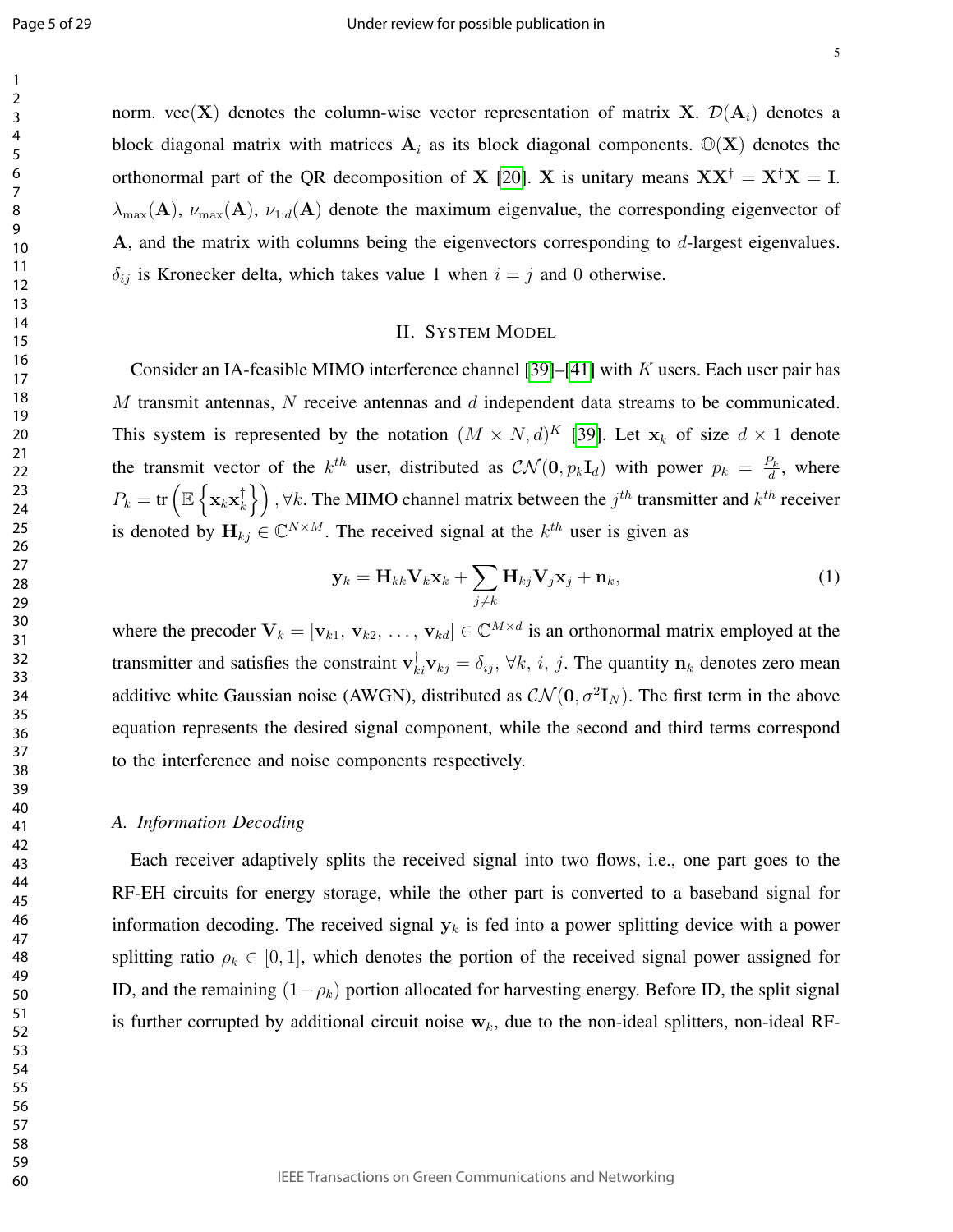norm. $\text{vec}(\mathbf{X})$ denotes the column-wise vector representation of matrix $\mathbf{X}$. $\mathcal{D}(\mathbf{A}_i)$ denotes a block diagonal matrix with matrices $\mathbf{A}_i$ as its block diagonal components. $\mathbb{O}(\mathbf{X})$ denotes the orthonormal part of the QR decomposition of $\mathbf{X}$ [20]. $\mathbf{X}$ is unitary means $\mathbf{X}\mathbf{X}^\dagger = \mathbf{X}^\dagger\mathbf{X} = \mathbf{I}$. $\lambda_{\max}(\mathbf{A})$, $\nu_{\max}(\mathbf{A})$, $\nu_{1:d}(\mathbf{A})$ denote the maximum eigenvalue, the corresponding eigenvector of $\mathbf{A}$, and the matrix with columns being the eigenvectors corresponding to $d$-largest eigenvalues. $\delta_{ij}$ is Kronecker delta, which takes value 1 when $i = j$ and 0 otherwise.

## II. System Model

Consider an IA-feasible MIMO interference channel [39]–[41] with $K$ users. Each user pair has $M$ transmit antennas, $N$ receive antennas and $d$ independent data streams to be communicated. This system is represented by the notation $(M \times N, d)^K$ [39]. Let $\mathbf{x}_k$ of size $d \times 1$ denote the transmit vector of the $k^{th}$ user, distributed as $\mathcal{CN}(\mathbf{0}, p_k\mathbf{I}_d)$ with power $p_k = \frac{P_k}{d}$, where $P_k = \text{tr}\left(\mathbb{E}\left\{\mathbf{x}_k\mathbf{x}_k^\dagger\right\}\right), \forall k$. The MIMO channel matrix between the $j^{th}$ transmitter and $k^{th}$ receiver is denoted by $\mathbf{H}_{kj} \in \mathbb{C}^{N\times M}$. The received signal at the $k^{th}$ user is given as

$$\mathbf{y}_k = \mathbf{H}_{kk}\mathbf{V}_k\mathbf{x}_k + \sum_{j\neq k}\mathbf{H}_{kj}\mathbf{V}_j\mathbf{x}_j + \mathbf{n}_k, \tag{1}$$

where the precoder $\mathbf{V}_k = [\mathbf{v}_{k1}, \mathbf{v}_{k2}, \ldots, \mathbf{v}_{kd}] \in \mathbb{C}^{M\times d}$ is an orthonormal matrix employed at the transmitter and satisfies the constraint $\mathbf{v}_{ki}^\dagger\mathbf{v}_{kj} = \delta_{ij}, \forall k, i, j$. The quantity $\mathbf{n}_k$ denotes zero mean additive white Gaussian noise (AWGN), distributed as $\mathcal{CN}(\mathbf{0}, \sigma^2\mathbf{I}_N)$. The first term in the above equation represents the desired signal component, while the second and third terms correspond to the interference and noise components respectively.

### A. Information Decoding

Each receiver adaptively splits the received signal into two flows, i.e., one part goes to the RF-EH circuits for energy storage, while the other part is converted to a baseband signal for information decoding. The received signal $\mathbf{y}_k$ is fed into a power splitting device with a power splitting ratio $\rho_k \in [0, 1]$, which denotes the portion of the received signal power assigned for ID, and the remaining $(1-\rho_k)$ portion allocated for harvesting energy. Before ID, the split signal is further corrupted by additional circuit noise $\mathbf{w}_k$, due to the non-ideal splitters, non-ideal RF-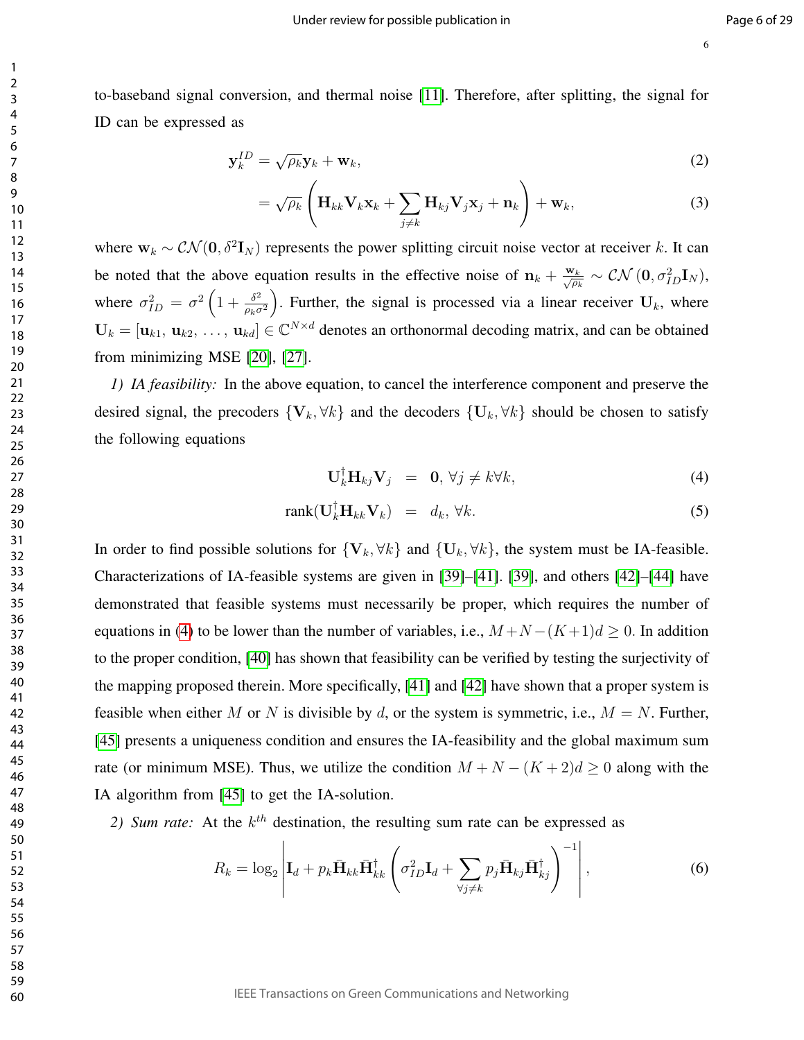to-baseband signal conversion, and thermal noise [11]. Therefore, after splitting, the signal for ID can be expressed as

$$\mathbf{y}_k^{ID} = \sqrt{\rho_k}\mathbf{y}_k + \mathbf{w}_k, \tag{2}$$

$$= \sqrt{\rho_k}\left(\mathbf{H}_{kk}\mathbf{V}_k\mathbf{x}_k + \sum_{j\neq k}\mathbf{H}_{kj}\mathbf{V}_j\mathbf{x}_j + \mathbf{n}_k\right) + \mathbf{w}_k, \tag{3}$$

where $\mathbf{w}_k \sim \mathcal{CN}(\mathbf{0}, \delta^2\mathbf{I}_N)$ represents the power splitting circuit noise vector at receiver $k$. It can be noted that the above equation results in the effective noise of $\mathbf{n}_k + \frac{\mathbf{w}_k}{\sqrt{\rho_k}} \sim \mathcal{CN}\left(\mathbf{0}, \sigma_{ID}^2\mathbf{I}_N\right)$, where $\sigma_{ID}^2 = \sigma^2\left(1 + \frac{\delta^2}{\rho_k\sigma^2}\right)$. Further, the signal is processed via a linear receiver $\mathbf{U}_k$, where $\mathbf{U}_k = [\mathbf{u}_{k1}, \mathbf{u}_{k2}, \ldots, \mathbf{u}_{kd}] \in \mathbb{C}^{N\times d}$ denotes an orthonormal decoding matrix, and can be obtained from minimizing MSE [20], [27].

*1) IA feasibility:* In the above equation, to cancel the interference component and preserve the desired signal, the precoders $\{\mathbf{V}_k, \forall k\}$ and the decoders $\{\mathbf{U}_k, \forall k\}$ should be chosen to satisfy the following equations

$$\mathbf{U}_k^\dagger\mathbf{H}_{kj}\mathbf{V}_j = \mathbf{0}, \forall j \neq k \forall k, \tag{4}$$

$$\text{rank}(\mathbf{U}_k^\dagger\mathbf{H}_{kk}\mathbf{V}_k) = d_k, \forall k. \tag{5}$$

In order to find possible solutions for $\{\mathbf{V}_k, \forall k\}$ and $\{\mathbf{U}_k, \forall k\}$, the system must be IA-feasible. Characterizations of IA-feasible systems are given in [39]–[41]. [39], and others [42]–[44] have demonstrated that feasible systems must necessarily be proper, which requires the number of equations in (4) to be lower than the number of variables, i.e., $M + N - (K+1)d \geq 0$. In addition to the proper condition, [40] has shown that feasibility can be verified by testing the surjectivity of the mapping proposed therein. More specifically, [41] and [42] have shown that a proper system is feasible when either $M$ or $N$ is divisible by $d$, or the system is symmetric, i.e., $M = N$. Further, [45] presents a uniqueness condition and ensures the IA-feasibility and the global maximum sum rate (or minimum MSE). Thus, we utilize the condition $M + N - (K+2)d \geq 0$ along with the IA algorithm from [45] to get the IA-solution.

*2) Sum rate:* At the $k^{th}$ destination, the resulting sum rate can be expressed as

$$R_k = \log_2\left|\mathbf{I}_d + p_k\bar{\mathbf{H}}_{kk}\bar{\mathbf{H}}_{kk}^\dagger\left(\sigma_{ID}^2\mathbf{I}_d + \sum_{\forall j\neq k}p_j\bar{\mathbf{H}}_{kj}\bar{\mathbf{H}}_{kj}^\dagger\right)^{-1}\right|, \tag{6}$$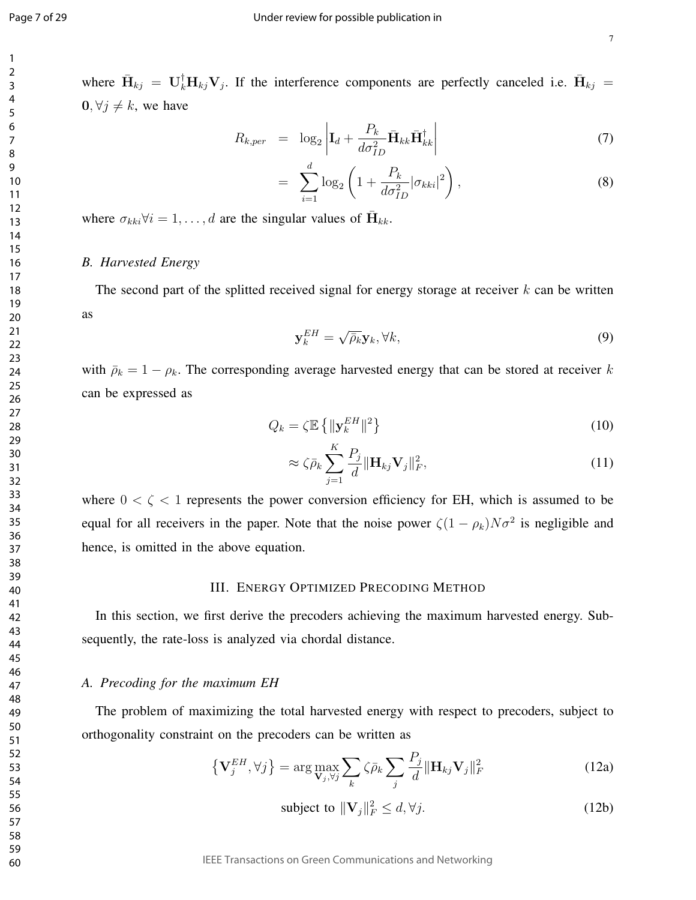where $\bar{\mathbf{H}}_{kj} = \mathbf{U}_k^{\dagger}\mathbf{H}_{kj}\mathbf{V}_j$. If the interference components are perfectly canceled i.e. $\bar{\mathbf{H}}_{kj} = \mathbf{0}, \forall j \neq k$, we have

$$R_{k,per} = \log_2 \left| \mathbf{I}_d + \frac{P_k}{d\sigma_{ID}^2} \bar{\mathbf{H}}_{kk} \bar{\mathbf{H}}_{kk}^{\dagger} \right| \tag{7}$$

$$= \sum_{i=1}^{d} \log_2 \left( 1 + \frac{P_k}{d\sigma_{ID}^2} |\sigma_{kki}|^2 \right), \tag{8}$$

where $\sigma_{kki} \forall i = 1, \ldots, d$ are the singular values of $\bar{\mathbf{H}}_{kk}$.

### *B. Harvested Energy*

The second part of the splitted received signal for energy storage at receiver $k$ can be written as

$$\mathbf{y}_k^{EH} = \sqrt{\bar{\rho}_k} \mathbf{y}_k, \forall k, \tag{9}$$

with $\bar{\rho}_k = 1 - \rho_k$. The corresponding average harvested energy that can be stored at receiver $k$ can be expressed as

$$Q_k = \zeta \mathbb{E} \left\{ \| \mathbf{y}_k^{EH} \|^2 \right\} \tag{10}$$

$$\approx \zeta \bar{\rho}_k \sum_{j=1}^{K} \frac{P_j}{d} \| \mathbf{H}_{kj} \mathbf{V}_j \|_F^2, \tag{11}$$

where $0 < \zeta < 1$ represents the power conversion efficiency for EH, which is assumed to be equal for all receivers in the paper. Note that the noise power $\zeta(1 - \rho_k)N\sigma^2$ is negligible and hence, is omitted in the above equation.

## III. Energy Optimized Precoding Method

In this section, we first derive the precoders achieving the maximum harvested energy. Subsequently, the rate-loss is analyzed via chordal distance.

### *A. Precoding for the maximum EH*

The problem of maximizing the total harvested energy with respect to precoders, subject to orthogonality constraint on the precoders can be written as

$$\left\{ \mathbf{V}_j^{EH}, \forall j \right\} = \arg \max_{\mathbf{V}_j, \forall j} \sum_k \zeta \bar{\rho}_k \sum_j \frac{P_j}{d} \| \mathbf{H}_{kj} \mathbf{V}_j \|_F^2 \tag{12a}$$

$$\text{subject to } \| \mathbf{V}_j \|_F^2 \leq d, \forall j. \tag{12b}$$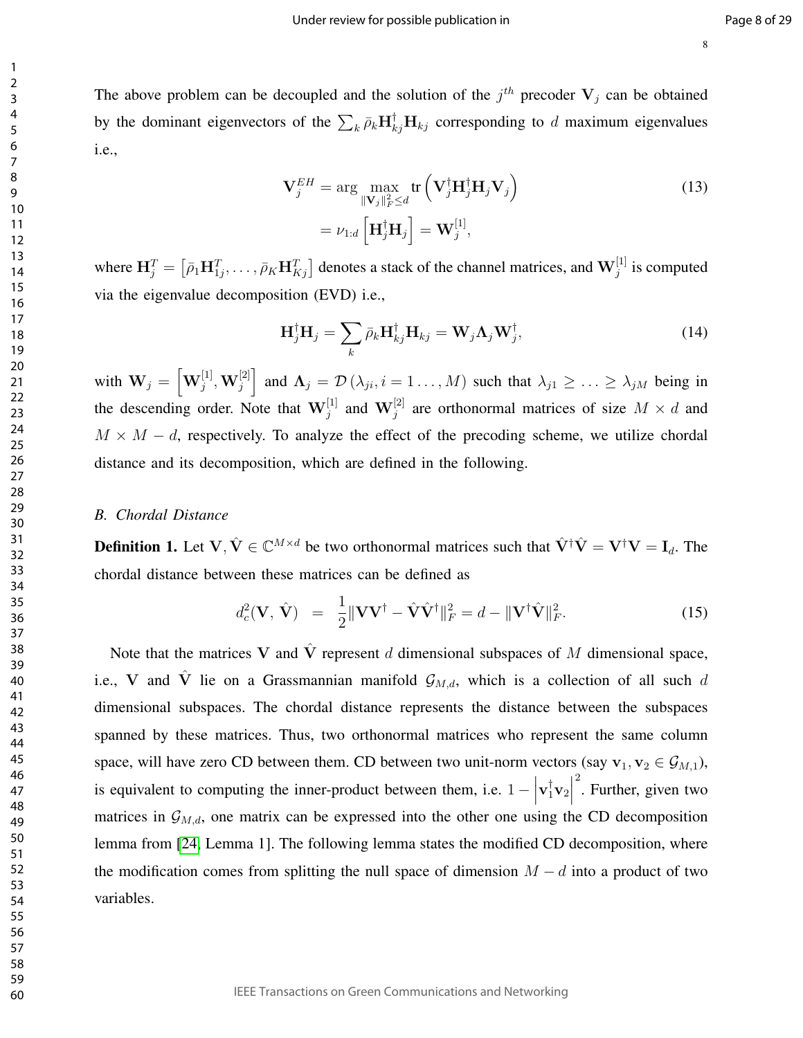The above problem can be decoupled and the solution of the $j^{th}$ precoder $\mathbf{V}_j$ can be obtained by the dominant eigenvectors of the $\sum_k \bar{\rho}_k \mathbf{H}_{kj}^{\dagger} \mathbf{H}_{kj}$ corresponding to $d$ maximum eigenvalues i.e.,

$$
\begin{aligned}
\mathbf{V}_j^{EH} &= \arg \max_{\|\mathbf{V}_j\|_F^2 \leq d} \operatorname{tr}\left(\mathbf{V}_j^{\dagger} \mathbf{H}_j^{\dagger} \mathbf{H}_j \mathbf{V}_j\right) \\
&= \nu_{1:d}\left[\mathbf{H}_j^{\dagger} \mathbf{H}_j\right] = \mathbf{W}_j^{[1]},
\end{aligned} \tag{13}
$$

where $\mathbf{H}_j^T = \left[\bar{\rho}_1 \mathbf{H}_{1j}^T, \ldots, \bar{\rho}_K \mathbf{H}_{Kj}^T\right]$ denotes a stack of the channel matrices, and $\mathbf{W}_j^{[1]}$ is computed via the eigenvalue decomposition (EVD) i.e.,

$$
\mathbf{H}_j^{\dagger} \mathbf{H}_j = \sum_k \bar{\rho}_k \mathbf{H}_{kj}^{\dagger} \mathbf{H}_{kj} = \mathbf{W}_j \mathbf{\Lambda}_j \mathbf{W}_j^{\dagger}, \tag{14}
$$

with $\mathbf{W}_j = \left[\mathbf{W}_j^{[1]}, \mathbf{W}_j^{[2]}\right]$ and $\mathbf{\Lambda}_j = \mathcal{D}\left(\lambda_{ji}, i = 1 \ldots, M\right)$ such that $\lambda_{j1} \geq \ldots \geq \lambda_{jM}$ being in the descending order. Note that $\mathbf{W}_j^{[1]}$ and $\mathbf{W}_j^{[2]}$ are orthonormal matrices of size $M \times d$ and $M \times M - d$, respectively. To analyze the effect of the precoding scheme, we utilize chordal distance and its decomposition, which are defined in the following.

### *B. Chordal Distance*

**Definition 1.** Let $\mathbf{V}, \hat{\mathbf{V}} \in \mathbb{C}^{M \times d}$ be two orthonormal matrices such that $\hat{\mathbf{V}}^{\dagger}\hat{\mathbf{V}} = \mathbf{V}^{\dagger}\mathbf{V} = \mathbf{I}_d$. The chordal distance between these matrices can be defined as

$$
d_c^2(\mathbf{V}, \hat{\mathbf{V}}) \;=\; \frac{1}{2}\|\mathbf{V}\mathbf{V}^{\dagger} - \hat{\mathbf{V}}\hat{\mathbf{V}}^{\dagger}\|_F^2 = d - \|\mathbf{V}^{\dagger}\hat{\mathbf{V}}\|_F^2. \tag{15}
$$

Note that the matrices $\mathbf{V}$ and $\hat{\mathbf{V}}$ represent $d$ dimensional subspaces of $M$ dimensional space, i.e., $\mathbf{V}$ and $\hat{\mathbf{V}}$ lie on a Grassmannian manifold $\mathcal{G}_{M,d}$, which is a collection of all such $d$ dimensional subspaces. The chordal distance represents the distance between the subspaces spanned by these matrices. Thus, two orthonormal matrices who represent the same column space, will have zero CD between them. CD between two unit-norm vectors (say $\mathbf{v}_1, \mathbf{v}_2 \in \mathcal{G}_{M,1}$), is equivalent to computing the inner-product between them, i.e. $1 - \left|\mathbf{v}_1^{\dagger}\mathbf{v}_2\right|^2$. Further, given two matrices in $\mathcal{G}_{M,d}$, one matrix can be expressed into the other one using the CD decomposition lemma from [24, Lemma 1]. The following lemma states the modified CD decomposition, where the modification comes from splitting the null space of dimension $M - d$ into a product of two variables.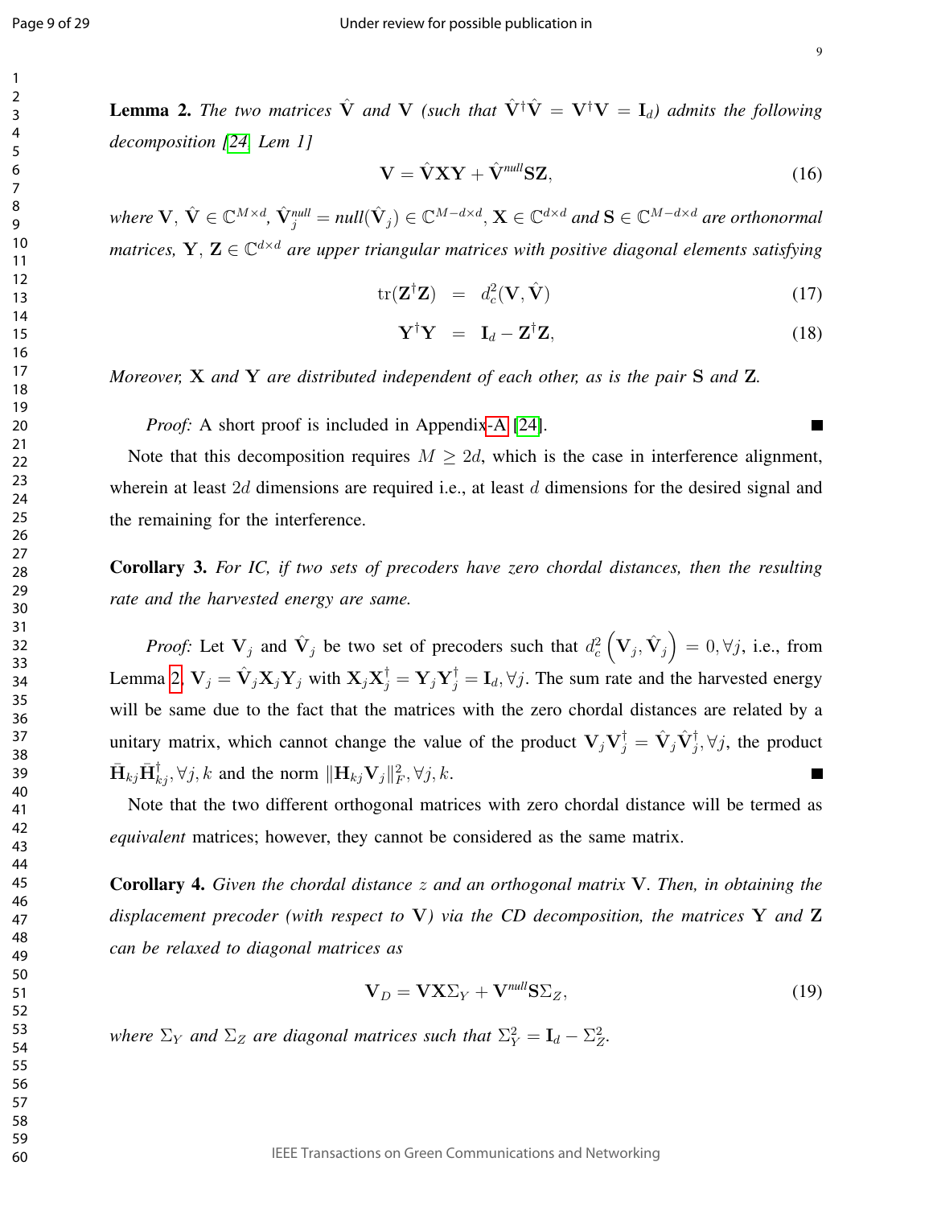**Lemma 2.** *The two matrices $\hat{\mathbf{V}}$ and $\mathbf{V}$ (such that $\hat{\mathbf{V}}^{\dagger}\hat{\mathbf{V}} = \mathbf{V}^{\dagger}\mathbf{V} = \mathbf{I}_d$) admits the following decomposition [24, Lem 1]*

$$\mathbf{V} = \hat{\mathbf{V}}\mathbf{X}\mathbf{Y} + \hat{\mathbf{V}}^{null}\mathbf{S}\mathbf{Z}, \tag{16}$$

*where $\mathbf{V}$, $\hat{\mathbf{V}} \in \mathbb{C}^{M\times d}$, $\hat{\mathbf{V}}_j^{null} = null(\hat{\mathbf{V}}_j) \in \mathbb{C}^{M-d\times d}$, $\mathbf{X} \in \mathbb{C}^{d\times d}$ and $\mathbf{S} \in \mathbb{C}^{M-d\times d}$ are orthonormal matrices, $\mathbf{Y}$, $\mathbf{Z} \in \mathbb{C}^{d\times d}$ are upper triangular matrices with positive diagonal elements satisfying*

$$\begin{aligned} \mathrm{tr}(\mathbf{Z}^{\dagger}\mathbf{Z}) &= d_c^2(\mathbf{V}, \hat{\mathbf{V}}) && (17) \\ \mathbf{Y}^{\dagger}\mathbf{Y} &= \mathbf{I}_d - \mathbf{Z}^{\dagger}\mathbf{Z}, && (18) \end{aligned}$$

*Moreover, $\mathbf{X}$ and $\mathbf{Y}$ are distributed independent of each other, as is the pair $\mathbf{S}$ and $\mathbf{Z}$.*

*Proof:* A short proof is included in Appendix-A [24]. ∎

Note that this decomposition requires $M \geq 2d$, which is the case in interference alignment, wherein at least $2d$ dimensions are required i.e., at least $d$ dimensions for the desired signal and the remaining for the interference.

**Corollary 3.** *For IC, if two sets of precoders have zero chordal distances, then the resulting rate and the harvested energy are same.*

*Proof:* Let $\mathbf{V}_j$ and $\hat{\mathbf{V}}_j$ be two set of precoders such that $d_c^2\left(\mathbf{V}_j, \hat{\mathbf{V}}_j\right) = 0, \forall j$, i.e., from Lemma 2, $\mathbf{V}_j = \hat{\mathbf{V}}_j\mathbf{X}_j\mathbf{Y}_j$ with $\mathbf{X}_j\mathbf{X}_j^{\dagger} = \mathbf{Y}_j\mathbf{Y}_j^{\dagger} = \mathbf{I}_d, \forall j$. The sum rate and the harvested energy will be same due to the fact that the matrices with the zero chordal distances are related by a unitary matrix, which cannot change the value of the product $\mathbf{V}_j\mathbf{V}_j^{\dagger} = \hat{\mathbf{V}}_j\hat{\mathbf{V}}_j^{\dagger}, \forall j$, the product $\bar{\mathbf{H}}_{kj}\bar{\mathbf{H}}_{kj}^{\dagger}, \forall j, k$ and the norm $\|\mathbf{H}_{kj}\mathbf{V}_j\|_F^2, \forall j, k$. ∎

Note that the two different orthogonal matrices with zero chordal distance will be termed as *equivalent* matrices; however, they cannot be considered as the same matrix.

**Corollary 4.** *Given the chordal distance $z$ and an orthogonal matrix $\mathbf{V}$. Then, in obtaining the displacement precoder (with respect to $\mathbf{V}$) via the CD decomposition, the matrices $\mathbf{Y}$ and $\mathbf{Z}$ can be relaxed to diagonal matrices as*

$$\mathbf{V}_D = \mathbf{V}\mathbf{X}\Sigma_Y + \mathbf{V}^{null}\mathbf{S}\Sigma_Z, \tag{19}$$

*where $\Sigma_Y$ and $\Sigma_Z$ are diagonal matrices such that $\Sigma_Y^2 = \mathbf{I}_d - \Sigma_Z^2$.*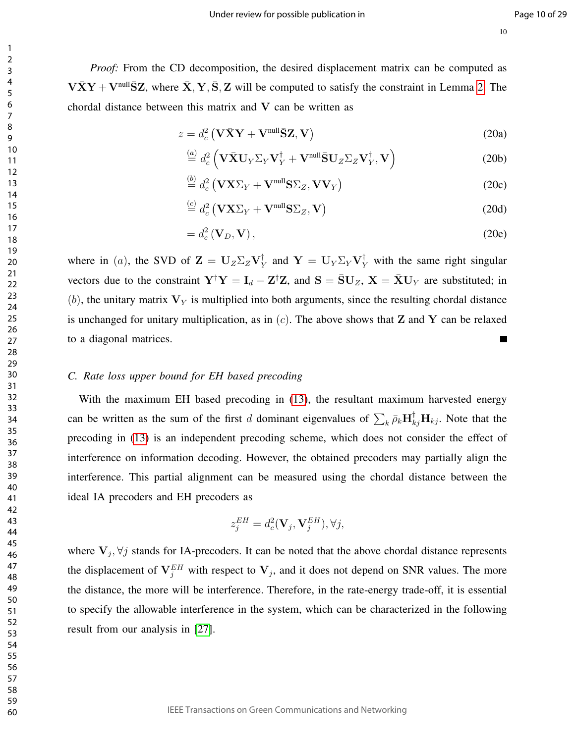*Proof:* From the CD decomposition, the desired displacement matrix can be computed as $\mathbf{V}\bar{\mathbf{X}}\mathbf{Y} + \mathbf{V}^{\text{null}}\bar{\mathbf{S}}\mathbf{Z}$, where $\bar{\mathbf{X}}, \mathbf{Y}, \bar{\mathbf{S}}, \mathbf{Z}$ will be computed to satisfy the constraint in Lemma 2. The chordal distance between this matrix and $\mathbf{V}$ can be written as

$$
\begin{aligned}
z &= d_c^2\left(\mathbf{V}\bar{\mathbf{X}}\mathbf{Y} + \mathbf{V}^{\text{null}}\bar{\mathbf{S}}\mathbf{Z}, \mathbf{V}\right) && \text{(20a)}\\
&\overset{(a)}{=} d_c^2\left(\mathbf{V}\bar{\mathbf{X}}\mathbf{U}_Y\Sigma_Y\mathbf{V}_Y^\dagger + \mathbf{V}^{\text{null}}\bar{\mathbf{S}}\mathbf{U}_Z\Sigma_Z\mathbf{V}_Y^\dagger, \mathbf{V}\right) && \text{(20b)}\\
&\overset{(b)}{=} d_c^2\left(\mathbf{V}\mathbf{X}\Sigma_Y + \mathbf{V}^{\text{null}}\mathbf{S}\Sigma_Z, \mathbf{V}\mathbf{V}_Y\right) && \text{(20c)}\\
&\overset{(c)}{=} d_c^2\left(\mathbf{V}\mathbf{X}\Sigma_Y + \mathbf{V}^{\text{null}}\mathbf{S}\Sigma_Z, \mathbf{V}\right) && \text{(20d)}\\
&= d_c^2\left(\mathbf{V}_D, \mathbf{V}\right), && \text{(20e)}
\end{aligned}
$$

where in $(a)$, the SVD of $\mathbf{Z} = \mathbf{U}_Z\Sigma_Z\mathbf{V}_Y^\dagger$ and $\mathbf{Y} = \mathbf{U}_Y\Sigma_Y\mathbf{V}_Y^\dagger$ with the same right singular vectors due to the constraint $\mathbf{Y}^\dagger\mathbf{Y} = \mathbf{I}_d - \mathbf{Z}^\dagger\mathbf{Z}$, and $\mathbf{S} = \bar{\mathbf{S}}\mathbf{U}_Z$, $\mathbf{X} = \bar{\mathbf{X}}\mathbf{U}_Y$ are substituted; in $(b)$, the unitary matrix $\mathbf{V}_Y$ is multiplied into both arguments, since the resulting chordal distance is unchanged for unitary multiplication, as in $(c)$. The above shows that $\mathbf{Z}$ and $\mathbf{Y}$ can be relaxed to a diagonal matrices. ■

### *C. Rate loss upper bound for EH based precoding*

With the maximum EH based precoding in (13), the resultant maximum harvested energy can be written as the sum of the first $d$ dominant eigenvalues of $\sum_k \bar{\rho}_k \mathbf{H}_{kj}^\dagger \mathbf{H}_{kj}$. Note that the precoding in (13) is an independent precoding scheme, which does not consider the effect of interference on information decoding. However, the obtained precoders may partially align the interference. This partial alignment can be measured using the chordal distance between the ideal IA precoders and EH precoders as

$$
z_j^{EH} = d_c^2(\mathbf{V}_j, \mathbf{V}_j^{EH}), \forall j,
$$

where $\mathbf{V}_j, \forall j$ stands for IA-precoders. It can be noted that the above chordal distance represents the displacement of $\mathbf{V}_j^{EH}$ with respect to $\mathbf{V}_j$, and it does not depend on SNR values. The more the distance, the more will be interference. Therefore, in the rate-energy trade-off, it is essential to specify the allowable interference in the system, which can be characterized in the following result from our analysis in [27].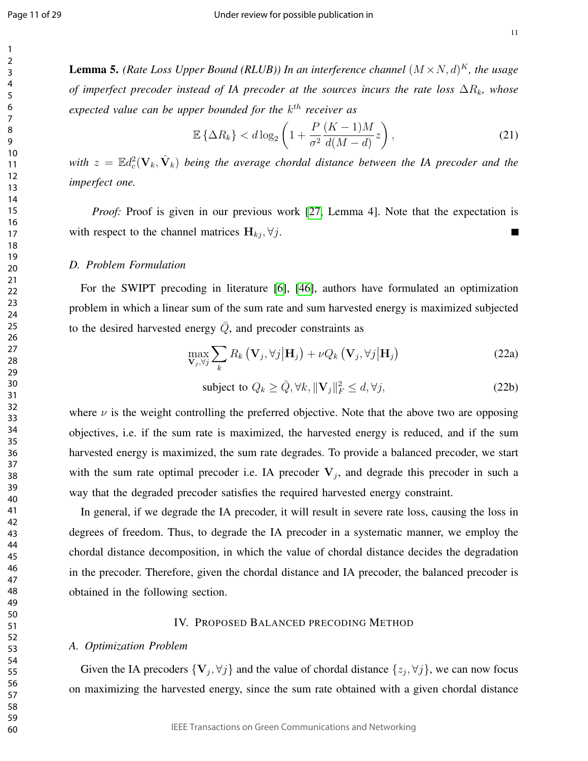**Lemma 5.** *(Rate Loss Upper Bound (RLUB)) In an interference channel $(M \times N, d)^K$, the usage of imperfect precoder instead of IA precoder at the sources incurs the rate loss $\Delta R_k$, whose expected value can be upper bounded for the $k^{th}$ receiver as*

$$\mathbb{E}\left\{\Delta R_k\right\} < d \log_2\left(1 + \frac{P}{\sigma^2}\frac{(K-1)M}{d(M-d)}z\right), \tag{21}$$

*with $z = \mathbb{E}d_c^2(\mathbf{V}_k, \hat{\mathbf{V}}_k)$ being the average chordal distance between the IA precoder and the imperfect one.*

*Proof:* Proof is given in our previous work [27, Lemma 4]. Note that the expectation is with respect to the channel matrices $\mathbf{H}_{kj}, \forall j$. ■

### D. Problem Formulation

For the SWIPT precoding in literature [6], [46], authors have formulated an optimization problem in which a linear sum of the sum rate and sum harvested energy is maximized subjected to the desired harvested energy $\bar{Q}$, and precoder constraints as

$$\max_{\mathbf{V}_j, \forall j} \sum_k R_k\left(\mathbf{V}_j, \forall j \middle| \mathbf{H}_j\right) + \nu Q_k\left(\mathbf{V}_j, \forall j \middle| \mathbf{H}_j\right) \tag{22a}$$

$$\text{subject to } Q_k \geq \bar{Q}, \forall k, \|\mathbf{V}_j\|_F^2 \leq d, \forall j, \tag{22b}$$

where $\nu$ is the weight controlling the preferred objective. Note that the above two are opposing objectives, i.e. if the sum rate is maximized, the harvested energy is reduced, and if the sum harvested energy is maximized, the sum rate degrades. To provide a balanced precoder, we start with the sum rate optimal precoder i.e. IA precoder $\mathbf{V}_j$, and degrade this precoder in such a way that the degraded precoder satisfies the required harvested energy constraint.

In general, if we degrade the IA precoder, it will result in severe rate loss, causing the loss in degrees of freedom. Thus, to degrade the IA precoder in a systematic manner, we employ the chordal distance decomposition, in which the value of chordal distance decides the degradation in the precoder. Therefore, given the chordal distance and IA precoder, the balanced precoder is obtained in the following section.

## IV. Proposed Balanced Precoding Method

### A. Optimization Problem

Given the IA precoders $\{\mathbf{V}_j, \forall j\}$ and the value of chordal distance $\{z_j, \forall j\}$, we can now focus on maximizing the harvested energy, since the sum rate obtained with a given chordal distance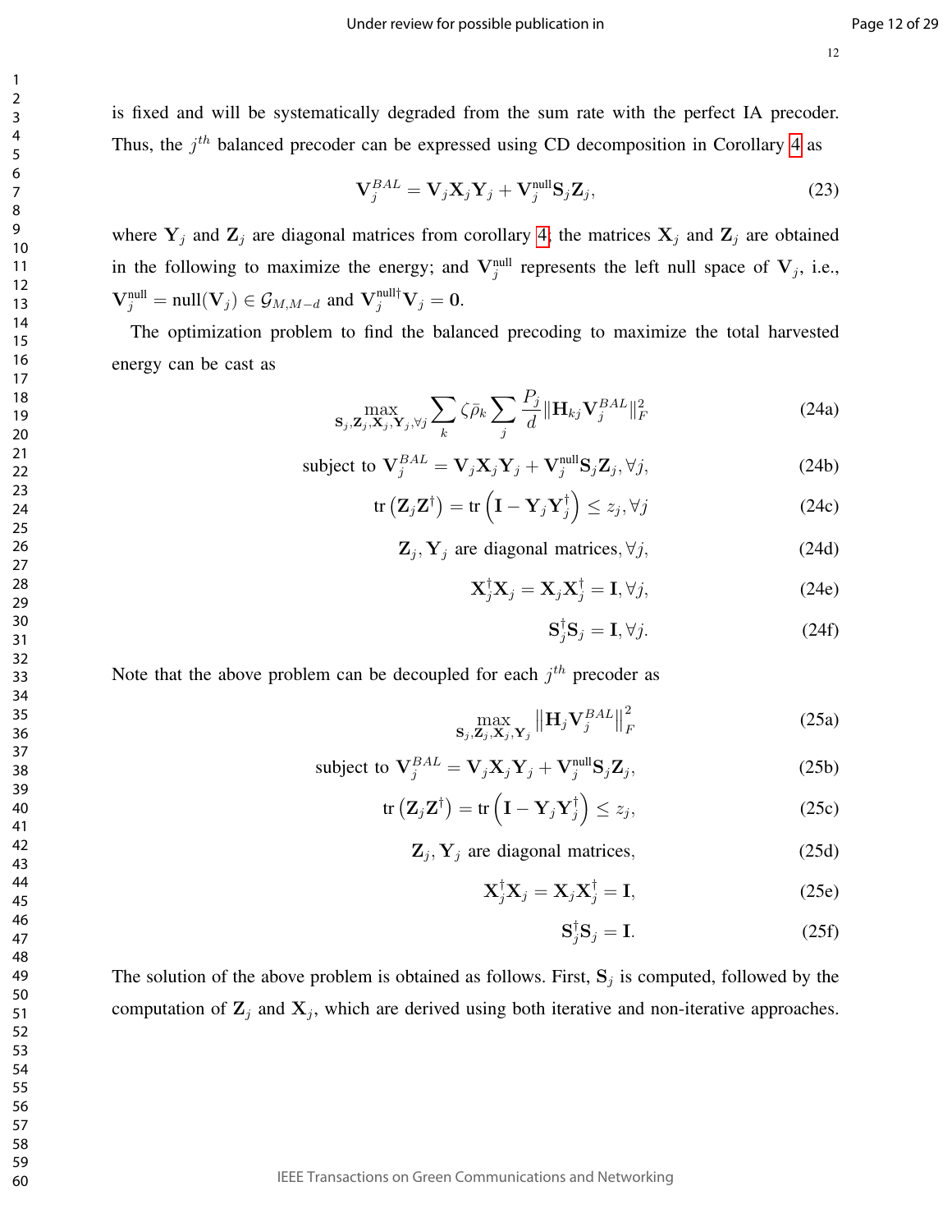is fixed and will be systematically degraded from the sum rate with the perfect IA precoder. Thus, the $j^{th}$ balanced precoder can be expressed using CD decomposition in Corollary 4 as

$$\mathbf{V}_j^{BAL} = \mathbf{V}_j \mathbf{X}_j \mathbf{Y}_j + \mathbf{V}_j^{\text{null}} \mathbf{S}_j \mathbf{Z}_j, \tag{23}$$

where $\mathbf{Y}_j$ and $\mathbf{Z}_j$ are diagonal matrices from corollary 4; the matrices $\mathbf{X}_j$ and $\mathbf{Z}_j$ are obtained in the following to maximize the energy; and $\mathbf{V}_j^{\text{null}}$ represents the left null space of $\mathbf{V}_j$, i.e., $\mathbf{V}_j^{\text{null}} = \text{null}(\mathbf{V}_j) \in \mathcal{G}_{M,M-d}$ and $\mathbf{V}_j^{\text{null}\dagger} \mathbf{V}_j = \mathbf{0}$.

The optimization problem to find the balanced precoding to maximize the total harvested energy can be cast as

$$\max_{\mathbf{S}_j, \mathbf{Z}_j, \mathbf{X}_j, \mathbf{Y}_j, \forall j} \sum_k \zeta \bar{\rho}_k \sum_j \frac{P_j}{d} \|\mathbf{H}_{kj} \mathbf{V}_j^{BAL}\|_F^2 \tag{24a}$$

$$\text{subject to } \mathbf{V}_j^{BAL} = \mathbf{V}_j \mathbf{X}_j \mathbf{Y}_j + \mathbf{V}_j^{\text{null}} \mathbf{S}_j \mathbf{Z}_j, \forall j, \tag{24b}$$

$$\text{tr}\left(\mathbf{Z}_j \mathbf{Z}^\dagger\right) = \text{tr}\left(\mathbf{I} - \mathbf{Y}_j \mathbf{Y}_j^\dagger\right) \leq z_j, \forall j \tag{24c}$$

$$\mathbf{Z}_j, \mathbf{Y}_j \text{ are diagonal matrices}, \forall j, \tag{24d}$$

$$\mathbf{X}_j^\dagger \mathbf{X}_j = \mathbf{X}_j \mathbf{X}_j^\dagger = \mathbf{I}, \forall j, \tag{24e}$$

$$\mathbf{S}_j^\dagger \mathbf{S}_j = \mathbf{I}, \forall j. \tag{24f}$$

Note that the above problem can be decoupled for each $j^{th}$ precoder as

$$\max_{\mathbf{S}_j, \mathbf{Z}_j, \mathbf{X}_j, \mathbf{Y}_j} \left\|\mathbf{H}_j \mathbf{V}_j^{BAL}\right\|_F^2 \tag{25a}$$

$$\text{subject to } \mathbf{V}_j^{BAL} = \mathbf{V}_j \mathbf{X}_j \mathbf{Y}_j + \mathbf{V}_j^{\text{null}} \mathbf{S}_j \mathbf{Z}_j, \tag{25b}$$

$$\text{tr}\left(\mathbf{Z}_j \mathbf{Z}^\dagger\right) = \text{tr}\left(\mathbf{I} - \mathbf{Y}_j \mathbf{Y}_j^\dagger\right) \leq z_j, \tag{25c}$$

$$\mathbf{Z}_j, \mathbf{Y}_j \text{ are diagonal matrices}, \tag{25d}$$

$$\mathbf{X}_j^\dagger \mathbf{X}_j = \mathbf{X}_j \mathbf{X}_j^\dagger = \mathbf{I}, \tag{25e}$$

$$\mathbf{S}_j^\dagger \mathbf{S}_j = \mathbf{I}. \tag{25f}$$

The solution of the above problem is obtained as follows. First, $\mathbf{S}_j$ is computed, followed by the computation of $\mathbf{Z}_j$ and $\mathbf{X}_j$, which are derived using both iterative and non-iterative approaches.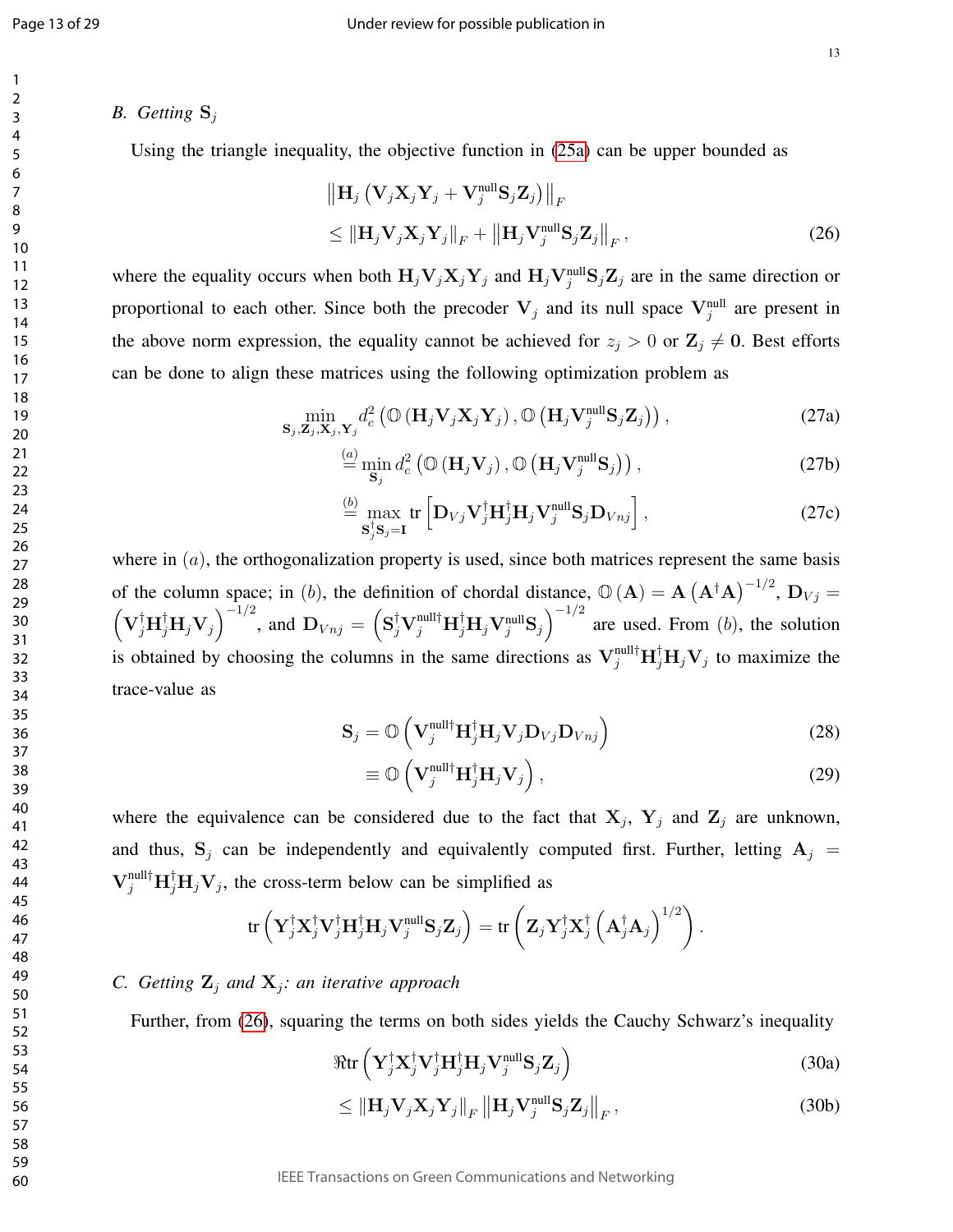### B. Getting $\mathbf{S}_j$

Using the triangle inequality, the objective function in (25a) can be upper bounded as

$$\begin{aligned} &\left\| \mathbf{H}_j \left( \mathbf{V}_j \mathbf{X}_j \mathbf{Y}_j + \mathbf{V}_j^{\text{null}} \mathbf{S}_j \mathbf{Z}_j \right) \right\|_F \\ &\leq \left\| \mathbf{H}_j \mathbf{V}_j \mathbf{X}_j \mathbf{Y}_j \right\|_F + \left\| \mathbf{H}_j \mathbf{V}_j^{\text{null}} \mathbf{S}_j \mathbf{Z}_j \right\|_F, \end{aligned} \tag{26}$$

where the equality occurs when both $\mathbf{H}_j \mathbf{V}_j \mathbf{X}_j \mathbf{Y}_j$ and $\mathbf{H}_j \mathbf{V}_j^{\text{null}} \mathbf{S}_j \mathbf{Z}_j$ are in the same direction or proportional to each other. Since both the precoder $\mathbf{V}_j$ and its null space $\mathbf{V}_j^{\text{null}}$ are present in the above norm expression, the equality cannot be achieved for $z_j > 0$ or $\mathbf{Z}_j \neq \mathbf{0}$. Best efforts can be done to align these matrices using the following optimization problem as

$$\min_{\mathbf{S}_j, \mathbf{Z}_j, \mathbf{X}_j, \mathbf{Y}_j} d_c^2 \left( \mathbb{O} \left( \mathbf{H}_j \mathbf{V}_j \mathbf{X}_j \mathbf{Y}_j \right), \mathbb{O} \left( \mathbf{H}_j \mathbf{V}_j^{\text{null}} \mathbf{S}_j \mathbf{Z}_j \right) \right), \tag{27a}$$

$$\overset{(a)}{=} \min_{\mathbf{S}_j} d_c^2 \left( \mathbb{O} \left( \mathbf{H}_j \mathbf{V}_j \right), \mathbb{O} \left( \mathbf{H}_j \mathbf{V}_j^{\text{null}} \mathbf{S}_j \right) \right), \tag{27b}$$

$$\overset{(b)}{=} \max_{\mathbf{S}_j^\dagger \mathbf{S}_j = \mathbf{I}} \text{tr} \left[ \mathbf{D}_{Vj} \mathbf{V}_j^\dagger \mathbf{H}_j^\dagger \mathbf{H}_j \mathbf{V}_j^{\text{null}} \mathbf{S}_j \mathbf{D}_{Vnj} \right], \tag{27c}$$

where in $(a)$, the orthogonalization property is used, since both matrices represent the same basis of the column space; in $(b)$, the definition of chordal distance, $\mathbb{O}(\mathbf{A}) = \mathbf{A} \left( \mathbf{A}^\dagger \mathbf{A} \right)^{-1/2}$, $\mathbf{D}_{Vj} = \left( \mathbf{V}_j^\dagger \mathbf{H}_j^\dagger \mathbf{H}_j \mathbf{V}_j \right)^{-1/2}$, and $\mathbf{D}_{Vnj} = \left( \mathbf{S}_j^\dagger \mathbf{V}_j^{\text{null}\dagger} \mathbf{H}_j^\dagger \mathbf{H}_j \mathbf{V}_j^{\text{null}} \mathbf{S}_j \right)^{-1/2}$ are used. From $(b)$, the solution is obtained by choosing the columns in the same directions as $\mathbf{V}_j^{\text{null}\dagger} \mathbf{H}_j^\dagger \mathbf{H}_j \mathbf{V}_j$ to maximize the trace-value as

$$\mathbf{S}_j = \mathbb{O} \left( \mathbf{V}_j^{\text{null}\dagger} \mathbf{H}_j^\dagger \mathbf{H}_j \mathbf{V}_j \mathbf{D}_{Vj} \mathbf{D}_{Vnj} \right) \tag{28}$$

$$\equiv \mathbb{O} \left( \mathbf{V}_j^{\text{null}\dagger} \mathbf{H}_j^\dagger \mathbf{H}_j \mathbf{V}_j \right), \tag{29}$$

where the equivalence can be considered due to the fact that $\mathbf{X}_j$, $\mathbf{Y}_j$ and $\mathbf{Z}_j$ are unknown, and thus, $\mathbf{S}_j$ can be independently and equivalently computed first. Further, letting $\mathbf{A}_j = \mathbf{V}_j^{\text{null}\dagger} \mathbf{H}_j^\dagger \mathbf{H}_j \mathbf{V}_j$, the cross-term below can be simplified as

$$\text{tr} \left( \mathbf{Y}_j^\dagger \mathbf{X}_j^\dagger \mathbf{V}_j^\dagger \mathbf{H}_j^\dagger \mathbf{H}_j \mathbf{V}_j^{\text{null}} \mathbf{S}_j \mathbf{Z}_j \right) = \text{tr} \left( \mathbf{Z}_j \mathbf{Y}_j^\dagger \mathbf{X}_j^\dagger \left( \mathbf{A}_j^\dagger \mathbf{A}_j \right)^{1/2} \right).$$

### C. Getting $\mathbf{Z}_j$ and $\mathbf{X}_j$: an iterative approach

Further, from (26), squaring the terms on both sides yields the Cauchy Schwarz's inequality

$$\Re \text{tr} \left( \mathbf{Y}_j^\dagger \mathbf{X}_j^\dagger \mathbf{V}_j^\dagger \mathbf{H}_j^\dagger \mathbf{H}_j \mathbf{V}_j^{\text{null}} \mathbf{S}_j \mathbf{Z}_j \right) \tag{30a}$$

$$\leq \left\| \mathbf{H}_j \mathbf{V}_j \mathbf{X}_j \mathbf{Y}_j \right\|_F \left\| \mathbf{H}_j \mathbf{V}_j^{\text{null}} \mathbf{S}_j \mathbf{Z}_j \right\|_F, \tag{30b}$$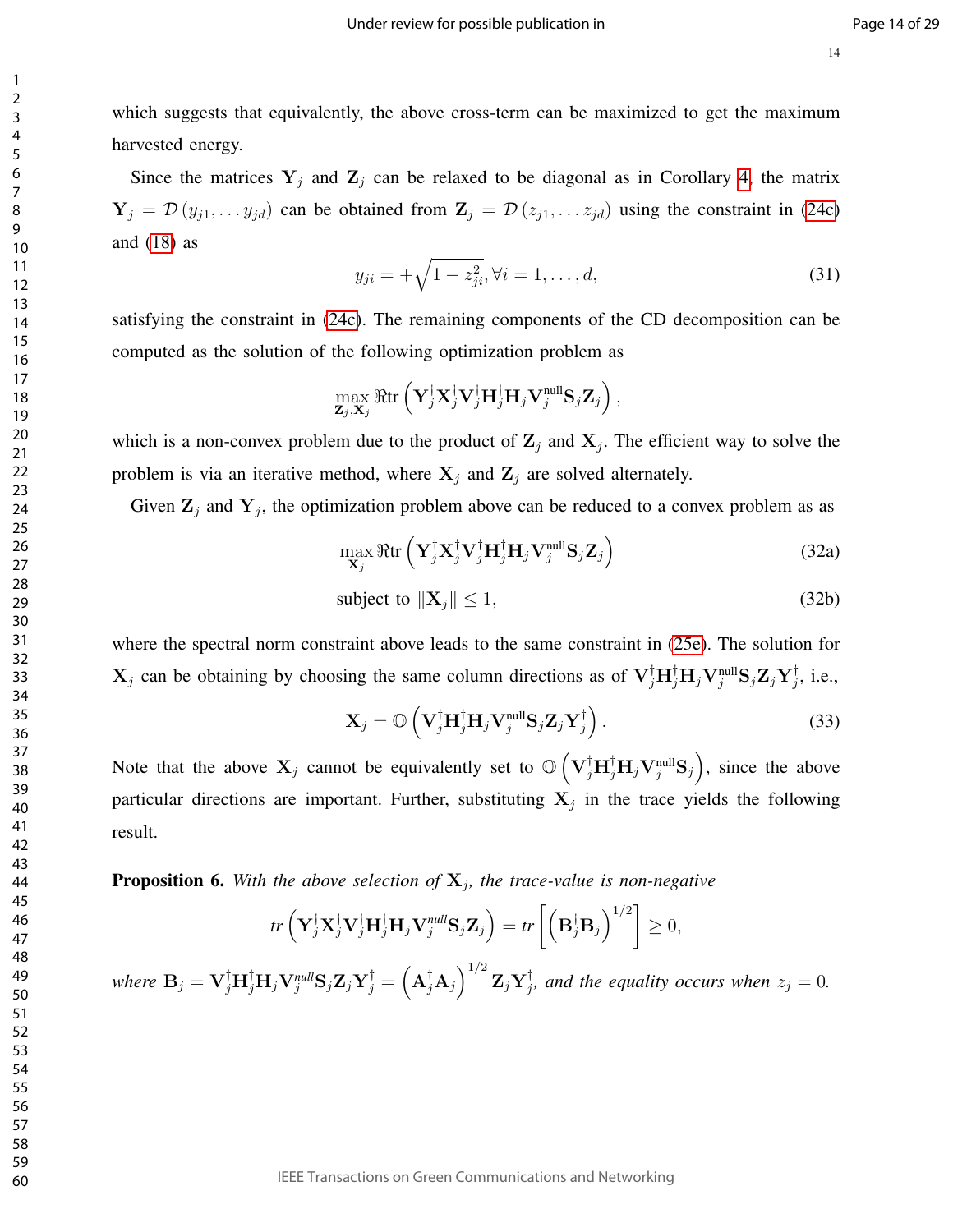which suggests that equivalently, the above cross-term can be maximized to get the maximum harvested energy.

Since the matrices $\mathbf{Y}_j$ and $\mathbf{Z}_j$ can be relaxed to be diagonal as in Corollary 4, the matrix $\mathbf{Y}_j = \mathcal{D}(y_{j1}, \ldots y_{jd})$ can be obtained from $\mathbf{Z}_j = \mathcal{D}(z_{j1}, \ldots z_{jd})$ using the constraint in (24c) and (18) as

$$y_{ji} = +\sqrt{1 - z_{ji}^2}, \forall i = 1, \ldots, d, \tag{31}$$

satisfying the constraint in (24c). The remaining components of the CD decomposition can be computed as the solution of the following optimization problem as

$$\max_{\mathbf{Z}_j, \mathbf{X}_j} \Re\mathrm{tr}\left(\mathbf{Y}_j^\dagger \mathbf{X}_j^\dagger \mathbf{V}_j^\dagger \mathbf{H}_j^\dagger \mathbf{H}_j \mathbf{V}_j^{\text{null}} \mathbf{S}_j \mathbf{Z}_j\right),$$

which is a non-convex problem due to the product of $\mathbf{Z}_j$ and $\mathbf{X}_j$. The efficient way to solve the problem is via an iterative method, where $\mathbf{X}_j$ and $\mathbf{Z}_j$ are solved alternately.

Given $\mathbf{Z}_j$ and $\mathbf{Y}_j$, the optimization problem above can be reduced to a convex problem as as

$$\max_{\mathbf{X}_j} \Re\mathrm{tr}\left(\mathbf{Y}_j^\dagger \mathbf{X}_j^\dagger \mathbf{V}_j^\dagger \mathbf{H}_j^\dagger \mathbf{H}_j \mathbf{V}_j^{\text{null}} \mathbf{S}_j \mathbf{Z}_j\right) \tag{32a}$$

$$\text{subject to } \|\mathbf{X}_j\| \leq 1, \tag{32b}$$

where the spectral norm constraint above leads to the same constraint in (25e). The solution for $\mathbf{X}_j$ can be obtaining by choosing the same column directions as of $\mathbf{V}_j^\dagger \mathbf{H}_j^\dagger \mathbf{H}_j \mathbf{V}_j^{\text{null}} \mathbf{S}_j \mathbf{Z}_j \mathbf{Y}_j^\dagger$, i.e.,

$$\mathbf{X}_j = \mathbb{O}\left(\mathbf{V}_j^\dagger \mathbf{H}_j^\dagger \mathbf{H}_j \mathbf{V}_j^{\text{null}} \mathbf{S}_j \mathbf{Z}_j \mathbf{Y}_j^\dagger\right). \tag{33}$$

Note that the above $\mathbf{X}_j$ cannot be equivalently set to $\mathbb{O}\left(\mathbf{V}_j^\dagger \mathbf{H}_j^\dagger \mathbf{H}_j \mathbf{V}_j^{\text{null}} \mathbf{S}_j\right)$, since the above particular directions are important. Further, substituting $\mathbf{X}_j$ in the trace yields the following result.

**Proposition 6.** *With the above selection of $\mathbf{X}_j$, the trace-value is non-negative*

$$\mathrm{tr}\left(\mathbf{Y}_j^\dagger \mathbf{X}_j^\dagger \mathbf{V}_j^\dagger \mathbf{H}_j^\dagger \mathbf{H}_j \mathbf{V}_j^{\text{null}} \mathbf{S}_j \mathbf{Z}_j\right) = \mathrm{tr}\left[\left(\mathbf{B}_j^\dagger \mathbf{B}_j\right)^{1/2}\right] \geq 0,$$

*where $\mathbf{B}_j = \mathbf{V}_j^\dagger \mathbf{H}_j^\dagger \mathbf{H}_j \mathbf{V}_j^{\text{null}} \mathbf{S}_j \mathbf{Z}_j \mathbf{Y}_j^\dagger = \left(\mathbf{A}_j^\dagger \mathbf{A}_j\right)^{1/2} \mathbf{Z}_j \mathbf{Y}_j^\dagger$, and the equality occurs when $z_j = 0$.*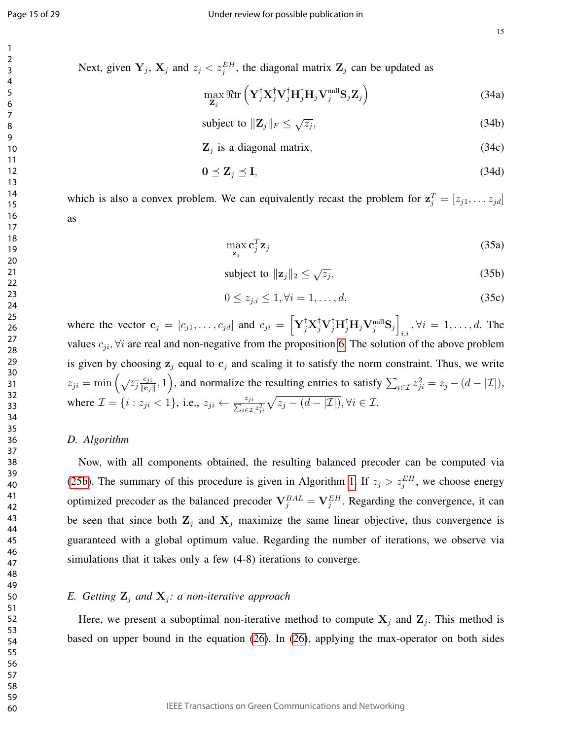Next, given $\mathbf{Y}_j$, $\mathbf{X}_j$ and $z_j < z_j^{EH}$, the diagonal matrix $\mathbf{Z}_j$ can be updated as

$$\max_{\mathbf{Z}_j} \Re \text{tr}\left(\mathbf{Y}_j^\dagger \mathbf{X}_j^\dagger \mathbf{V}_j^\dagger \mathbf{H}_j^\dagger \mathbf{H}_j \mathbf{V}_j^{\text{null}} \mathbf{S}_j \mathbf{Z}_j\right) \tag{34a}$$

$$\text{subject to } \|\mathbf{Z}_j\|_F \leq \sqrt{z_j}, \tag{34b}$$

$$\mathbf{Z}_j \text{ is a diagonal matrix}, \tag{34c}$$

$$\mathbf{0} \preceq \mathbf{Z}_j \preceq \mathbf{I}, \tag{34d}$$

which is also a convex problem. We can equivalently recast the problem for $\mathbf{z}_j^T = [z_{j1}, \ldots z_{jd}]$ as

$$\max_{\mathbf{z}_j} \mathbf{c}_j^T \mathbf{z}_j \tag{35a}$$

$$\text{subject to } \|\mathbf{z}_j\|_2 \leq \sqrt{z_j}, \tag{35b}$$

$$0 \leq z_{j,i} \leq 1, \forall i = 1, \ldots, d, \tag{35c}$$

where the vector $\mathbf{c}_j = [c_{j1}, \ldots, c_{jd}]$ and $c_{ji} = \left[\mathbf{Y}_j^\dagger \mathbf{X}_j^\dagger \mathbf{V}_j^\dagger \mathbf{H}_j^\dagger \mathbf{H}_j \mathbf{V}_j^{\text{null}} \mathbf{S}_j\right]_{i,i}, \forall i = 1, \ldots, d$. The values $c_{ji}, \forall i$ are real and non-negative from the proposition 6. The solution of the above problem is given by choosing $\mathbf{z}_j$ equal to $\mathbf{c}_j$ and scaling it to satisfy the norm constraint. Thus, we write $z_{ji} = \min\left(\sqrt{z_j}\frac{c_{ji}}{\|\mathbf{c}_j\|}, 1\right)$, and normalize the resulting entries to satisfy $\sum_{i \in \mathcal{I}} z_{ji}^2 = z_j - (d - |\mathcal{I}|)$, where $\mathcal{I} = \{i : z_{ji} < 1\}$, i.e., $z_{ji} \leftarrow \frac{z_{ji}}{\sum_{i \in \mathcal{I}} z_{ji}^2}\sqrt{z_j - (d - |\mathcal{I}|)}, \forall i \in \mathcal{I}$.

### D. Algorithm

Now, with all components obtained, the resulting balanced precoder can be computed via (25b). The summary of this procedure is given in Algorithm 1. If $z_j > z_j^{EH}$, we choose energy optimized precoder as the balanced precoder $\mathbf{V}_j^{BAL} = \mathbf{V}_j^{EH}$. Regarding the convergence, it can be seen that since both $\mathbf{Z}_j$ and $\mathbf{X}_j$ maximize the same linear objective, thus convergence is guaranteed with a global optimum value. Regarding the number of iterations, we observe via simulations that it takes only a few (4-8) iterations to converge.

### E. Getting $\mathbf{Z}_j$ and $\mathbf{X}_j$: a non-iterative approach

Here, we present a suboptimal non-iterative method to compute $\mathbf{X}_j$ and $\mathbf{Z}_j$. This method is based on upper bound in the equation (26). In (26), applying the max-operator on both sides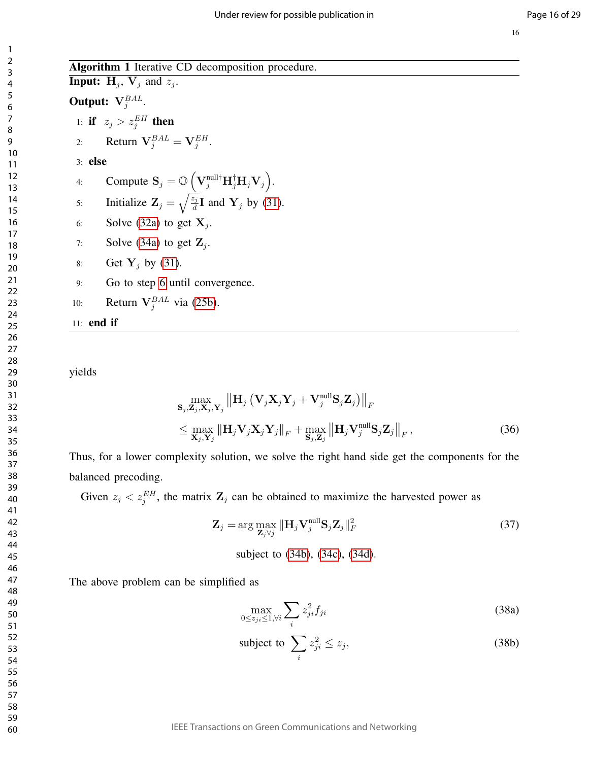**Algorithm 1** Iterative CD decomposition procedure.

**Input:** $\mathbf{H}_j$, $\mathbf{V}_j$ and $z_j$.

**Output:** $\mathbf{V}_j^{BAL}$.

1: **if** $z_j > z_j^{EH}$ **then**

2: Return $\mathbf{V}_j^{BAL} = \mathbf{V}_j^{EH}$.

3: **else**

4: Compute $\mathbf{S}_j = \mathbb{O}\left(\mathbf{V}_j^{\text{null}\dagger}\mathbf{H}_j^{\dagger}\mathbf{H}_j\mathbf{V}_j\right)$.

5: Initialize $\mathbf{Z}_j = \sqrt{\frac{z_j}{d}}\mathbf{I}$ and $\mathbf{Y}_j$ by (31).

6: Solve (32a) to get $\mathbf{X}_j$.

7: Solve (34a) to get $\mathbf{Z}_j$.

8: Get $\mathbf{Y}_j$ by (31).

9: Go to step 6 until convergence.

10: Return $\mathbf{V}_j^{BAL}$ via (25b).

11: **end if**

yields

$$
\begin{aligned}
&\max_{\mathbf{S}_j,\mathbf{Z}_j,\mathbf{X}_j,\mathbf{Y}_j} \left\|\mathbf{H}_j\left(\mathbf{V}_j\mathbf{X}_j\mathbf{Y}_j + \mathbf{V}_j^{\text{null}}\mathbf{S}_j\mathbf{Z}_j\right)\right\|_F \\
&\leq \max_{\mathbf{X}_j,\mathbf{Y}_j} \left\|\mathbf{H}_j\mathbf{V}_j\mathbf{X}_j\mathbf{Y}_j\right\|_F + \max_{\mathbf{S}_j,\mathbf{Z}_j} \left\|\mathbf{H}_j\mathbf{V}_j^{\text{null}}\mathbf{S}_j\mathbf{Z}_j\right\|_F,
\end{aligned} \tag{36}
$$

Thus, for a lower complexity solution, we solve the right hand side get the components for the balanced precoding.

Given $z_j < z_j^{EH}$, the matrix $\mathbf{Z}_j$ can be obtained to maximize the harvested power as

$$
\mathbf{Z}_j = \arg\max_{\mathbf{Z}_j \forall j} \|\mathbf{H}_j\mathbf{V}_j^{\text{null}}\mathbf{S}_j\mathbf{Z}_j\|_F^2 \tag{37}
$$

subject to (34b), (34c), (34d).

The above problem can be simplified as

$$
\max_{0\leq z_{ji}\leq 1,\forall i} \sum_i z_{ji}^2 f_{ji} \tag{38a}
$$

$$
\text{subject to } \sum_i z_{ji}^2 \leq z_j, \tag{38b}
$$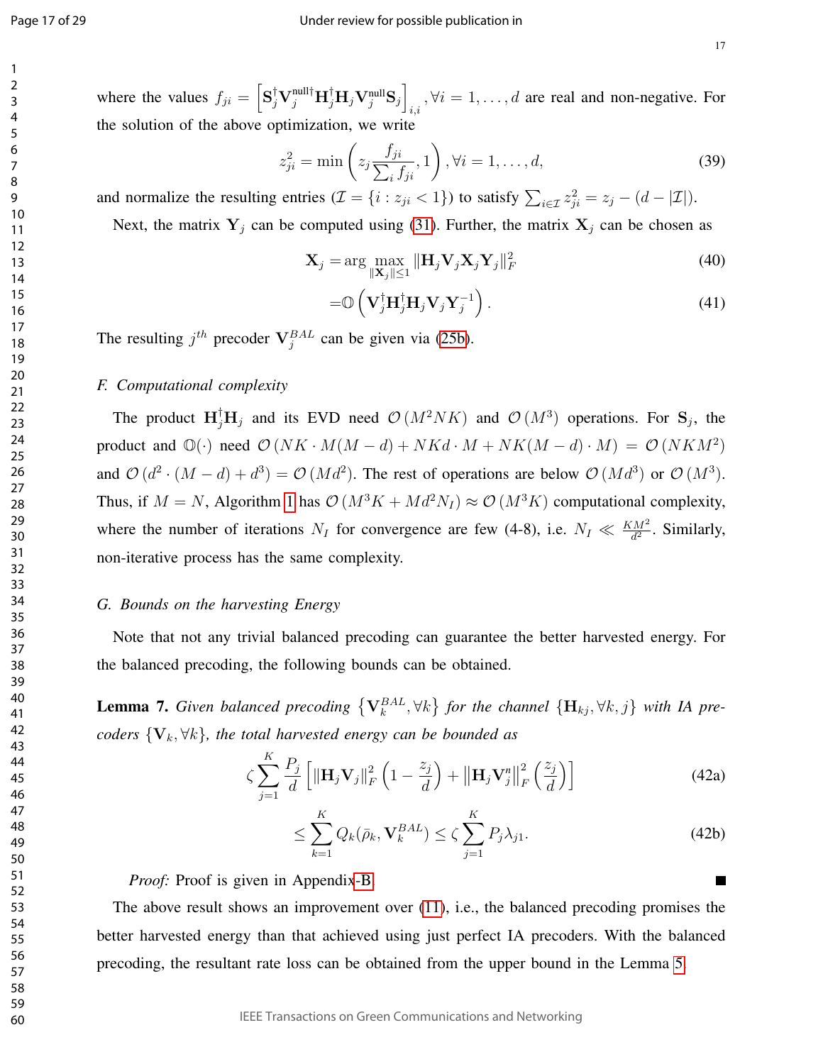where the values $f_{ji} = \left[\mathbf{S}_j^{\dagger}\mathbf{V}_j^{\text{null}\dagger}\mathbf{H}_j^{\dagger}\mathbf{H}_j\mathbf{V}_j^{\text{null}}\mathbf{S}_j\right]_{i,i}, \forall i = 1,\ldots,d$ are real and non-negative. For the solution of the above optimization, we write

$$z_{ji}^2 = \min\left(z_j \frac{f_{ji}}{\sum_i f_{ji}}, 1\right), \forall i = 1,\ldots,d, \tag{39}$$

and normalize the resulting entries ($\mathcal{I} = \{i : z_{ji} < 1\}$) to satisfy $\sum_{i\in\mathcal{I}} z_{ji}^2 = z_j - (d - |\mathcal{I}|)$.

Next, the matrix $\mathbf{Y}_j$ can be computed using (31). Further, the matrix $\mathbf{X}_j$ can be chosen as

$$\mathbf{X}_j = \arg\max_{\|\mathbf{X}_j\|\leq 1} \|\mathbf{H}_j\mathbf{V}_j\mathbf{X}_j\mathbf{Y}_j\|_F^2 \tag{40}$$

$$= \mathbb{O}\left(\mathbf{V}_j^{\dagger}\mathbf{H}_j^{\dagger}\mathbf{H}_j\mathbf{V}_j\mathbf{Y}_j^{-1}\right). \tag{41}$$

The resulting $j^{th}$ precoder $\mathbf{V}_j^{BAL}$ can be given via (25b).

### F. Computational complexity

The product $\mathbf{H}_j^{\dagger}\mathbf{H}_j$ and its EVD need $\mathcal{O}(M^2NK)$ and $\mathcal{O}(M^3)$ operations. For $\mathbf{S}_j$, the product and $\mathbb{O}(\cdot)$ need $\mathcal{O}(NK\cdot M(M-d) + NKd\cdot M + NK(M-d)\cdot M) = \mathcal{O}(NKM^2)$ and $\mathcal{O}(d^2\cdot(M-d) + d^3) = \mathcal{O}(Md^2)$. The rest of operations are below $\mathcal{O}(Md^3)$ or $\mathcal{O}(M^3)$. Thus, if $M = N$, Algorithm 1 has $\mathcal{O}(M^3K + Md^2N_I) \approx \mathcal{O}(M^3K)$ computational complexity, where the number of iterations $N_I$ for convergence are few (4-8), i.e. $N_I \ll \frac{KM^2}{d^2}$. Similarly, non-iterative process has the same complexity.

### G. Bounds on the harvesting Energy

Note that not any trivial balanced precoding can guarantee the better harvested energy. For the balanced precoding, the following bounds can be obtained.

**Lemma 7.** *Given balanced precoding $\{\mathbf{V}_k^{BAL}, \forall k\}$ for the channel $\{\mathbf{H}_{kj}, \forall k, j\}$ with IA precoders $\{\mathbf{V}_k, \forall k\}$, the total harvested energy can be bounded as*

$$\zeta\sum_{j=1}^{K}\frac{P_j}{d}\left[\|\mathbf{H}_j\mathbf{V}_j\|_F^2\left(1-\frac{z_j}{d}\right) + \left\|\mathbf{H}_j\mathbf{V}_j^n\right\|_F^2\left(\frac{z_j}{d}\right)\right] \tag{42a}$$

$$\leq \sum_{k=1}^{K} Q_k(\bar{\rho}_k, \mathbf{V}_k^{BAL}) \leq \zeta\sum_{j=1}^{K} P_j\lambda_{j1}. \tag{42b}$$

*Proof:* Proof is given in Appendix-B. ■

The above result shows an improvement over (11), i.e., the balanced precoding promises the better harvested energy than that achieved using just perfect IA precoders. With the balanced precoding, the resultant rate loss can be obtained from the upper bound in the Lemma 5.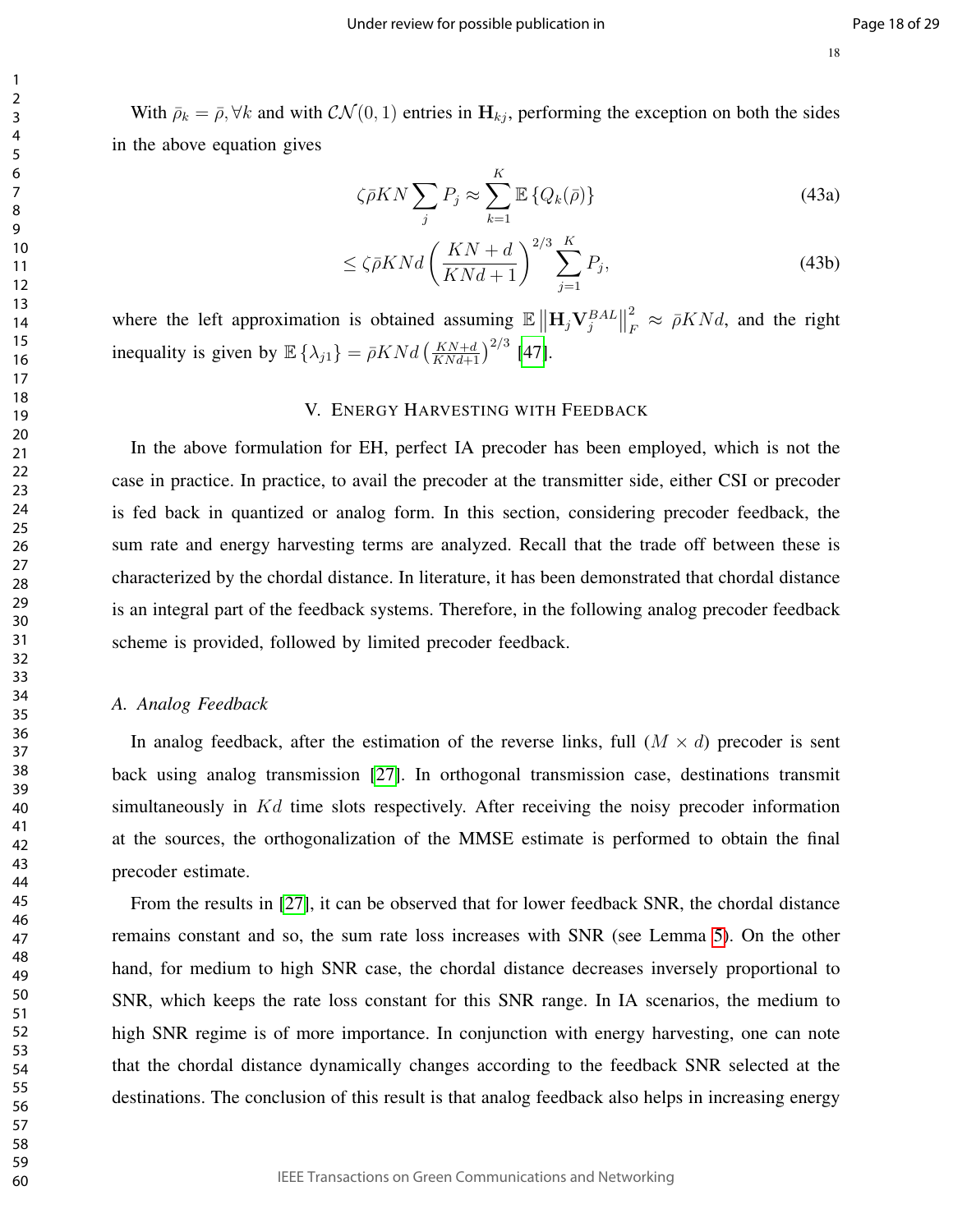With $\bar{\rho}_k = \bar{\rho}, \forall k$ and with $\mathcal{CN}(0,1)$ entries in $\mathbf{H}_{kj}$, performing the exception on both the sides in the above equation gives

$$\zeta\bar{\rho}KN\sum_{j} P_j \approx \sum_{k=1}^{K} \mathbb{E}\left\{Q_k(\bar{\rho})\right\} \tag{43a}$$

$$\leq \zeta\bar{\rho}KNd\left(\frac{KN+d}{KNd+1}\right)^{2/3}\sum_{j=1}^{K} P_j, \tag{43b}$$

where the left approximation is obtained assuming $\mathbb{E}\left\|\mathbf{H}_j\mathbf{V}_j^{BAL}\right\|_F^2 \approx \bar{\rho}KNd$, and the right inequality is given by $\mathbb{E}\left\{\lambda_{j1}\right\} = \bar{\rho}KNd\left(\frac{KN+d}{KNd+1}\right)^{2/3}$ [47].

## V. Energy Harvesting with Feedback

In the above formulation for EH, perfect IA precoder has been employed, which is not the case in practice. In practice, to avail the precoder at the transmitter side, either CSI or precoder is fed back in quantized or analog form. In this section, considering precoder feedback, the sum rate and energy harvesting terms are analyzed. Recall that the trade off between these is characterized by the chordal distance. In literature, it has been demonstrated that chordal distance is an integral part of the feedback systems. Therefore, in the following analog precoder feedback scheme is provided, followed by limited precoder feedback.

### *A. Analog Feedback*

In analog feedback, after the estimation of the reverse links, full ($M \times d$) precoder is sent back using analog transmission [27]. In orthogonal transmission case, destinations transmit simultaneously in $Kd$ time slots respectively. After receiving the noisy precoder information at the sources, the orthogonalization of the MMSE estimate is performed to obtain the final precoder estimate.

From the results in [27], it can be observed that for lower feedback SNR, the chordal distance remains constant and so, the sum rate loss increases with SNR (see Lemma 5). On the other hand, for medium to high SNR case, the chordal distance decreases inversely proportional to SNR, which keeps the rate loss constant for this SNR range. In IA scenarios, the medium to high SNR regime is of more importance. In conjunction with energy harvesting, one can note that the chordal distance dynamically changes according to the feedback SNR selected at the destinations. The conclusion of this result is that analog feedback also helps in increasing energy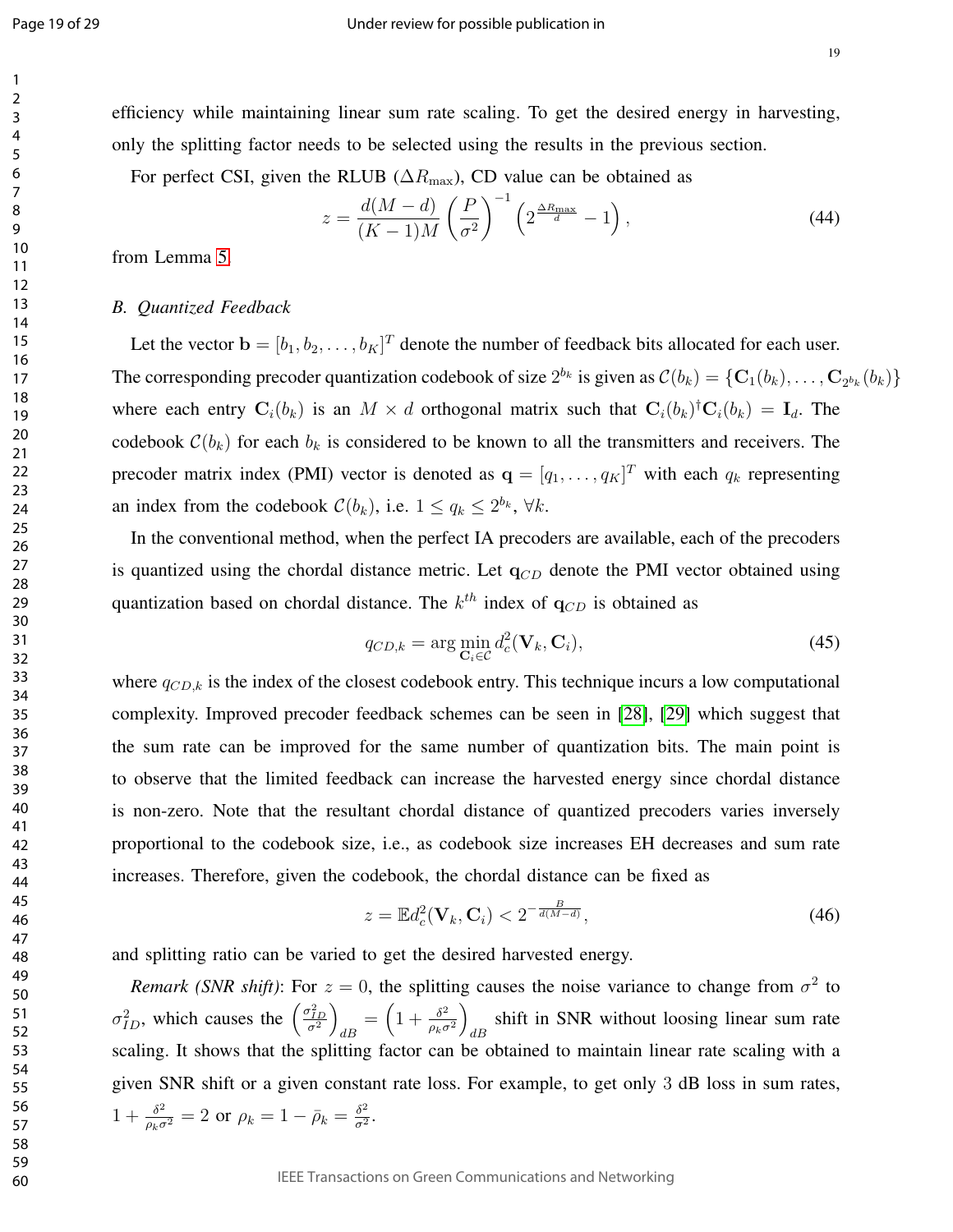efficiency while maintaining linear sum rate scaling. To get the desired energy in harvesting, only the splitting factor needs to be selected using the results in the previous section.

For perfect CSI, given the RLUB ($\Delta R_{\max}$), CD value can be obtained as

$$z = \frac{d(M-d)}{(K-1)M}\left(\frac{P}{\sigma^2}\right)^{-1}\left(2^{\frac{\Delta R_{\max}}{d}} - 1\right), \tag{44}$$

from Lemma 5.

### B. Quantized Feedback

Let the vector $\mathbf{b} = [b_1, b_2, \ldots, b_K]^T$ denote the number of feedback bits allocated for each user. The corresponding precoder quantization codebook of size $2^{b_k}$ is given as $\mathcal{C}(b_k) = \{\mathbf{C}_1(b_k), \ldots, \mathbf{C}_{2^{b_k}}(b_k)\}$ where each entry $\mathbf{C}_i(b_k)$ is an $M \times d$ orthogonal matrix such that $\mathbf{C}_i(b_k)^\dagger \mathbf{C}_i(b_k) = \mathbf{I}_d$. The codebook $\mathcal{C}(b_k)$ for each $b_k$ is considered to be known to all the transmitters and receivers. The precoder matrix index (PMI) vector is denoted as $\mathbf{q} = [q_1, \ldots, q_K]^T$ with each $q_k$ representing an index from the codebook $\mathcal{C}(b_k)$, i.e. $1 \leq q_k \leq 2^{b_k}$, $\forall k$.

In the conventional method, when the perfect IA precoders are available, each of the precoders is quantized using the chordal distance metric. Let $\mathbf{q}_{CD}$ denote the PMI vector obtained using quantization based on chordal distance. The $k^{th}$ index of $\mathbf{q}_{CD}$ is obtained as

$$q_{CD,k} = \arg\min_{\mathbf{C}_i \in \mathcal{C}} d_c^2(\mathbf{V}_k, \mathbf{C}_i), \tag{45}$$

where $q_{CD,k}$ is the index of the closest codebook entry. This technique incurs a low computational complexity. Improved precoder feedback schemes can be seen in [28], [29] which suggest that the sum rate can be improved for the same number of quantization bits. The main point is to observe that the limited feedback can increase the harvested energy since chordal distance is non-zero. Note that the resultant chordal distance of quantized precoders varies inversely proportional to the codebook size, i.e., as codebook size increases EH decreases and sum rate increases. Therefore, given the codebook, the chordal distance can be fixed as

$$z = \mathbb{E} d_c^2(\mathbf{V}_k, \mathbf{C}_i) < 2^{-\frac{B}{d(M-d)}}, \tag{46}$$

and splitting ratio can be varied to get the desired harvested energy.

*Remark (SNR shift)*: For $z = 0$, the splitting causes the noise variance to change from $\sigma^2$ to $\sigma_{ID}^2$, which causes the $\left(\frac{\sigma_{ID}^2}{\sigma^2}\right)_{dB} = \left(1 + \frac{\delta^2}{\rho_k \sigma^2}\right)_{dB}$ shift in SNR without loosing linear sum rate scaling. It shows that the splitting factor can be obtained to maintain linear rate scaling with a given SNR shift or a given constant rate loss. For example, to get only 3 dB loss in sum rates, $1 + \frac{\delta^2}{\rho_k \sigma^2} = 2$ or $\rho_k = 1 - \bar{\rho}_k = \frac{\delta^2}{\sigma^2}$.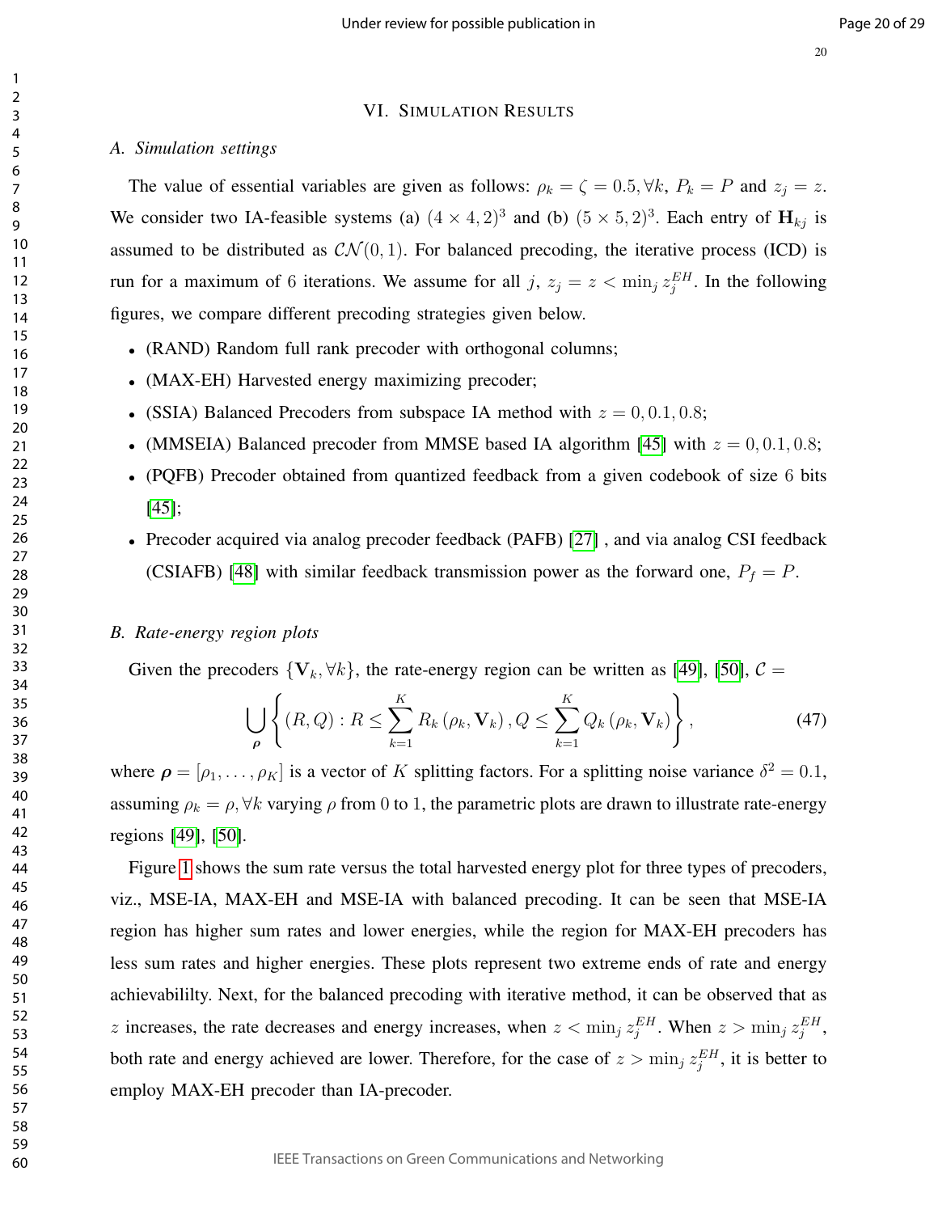## VI. Simulation Results

### A. Simulation settings

The value of essential variables are given as follows: $\rho_k = \zeta = 0.5, \forall k$, $P_k = P$ and $z_j = z$. We consider two IA-feasible systems (a) $(4 \times 4, 2)^3$ and (b) $(5 \times 5, 2)^3$. Each entry of $\mathbf{H}_{kj}$ is assumed to be distributed as $\mathcal{CN}(0, 1)$. For balanced precoding, the iterative process (ICD) is run for a maximum of 6 iterations. We assume for all $j$, $z_j = z < \min_j z_j^{EH}$. In the following figures, we compare different precoding strategies given below.

- (RAND) Random full rank precoder with orthogonal columns;
- (MAX-EH) Harvested energy maximizing precoder;
- (SSIA) Balanced Precoders from subspace IA method with $z = 0, 0.1, 0.8$;
- (MMSEIA) Balanced precoder from MMSE based IA algorithm [45] with $z = 0, 0.1, 0.8$;
- (PQFB) Precoder obtained from quantized feedback from a given codebook of size 6 bits [45];
- Precoder acquired via analog precoder feedback (PAFB) [27] , and via analog CSI feedback (CSIAFB) [48] with similar feedback transmission power as the forward one, $P_f = P$.

### B. Rate-energy region plots

Given the precoders $\{\mathbf{V}_k, \forall k\}$, the rate-energy region can be written as [49], [50], $\mathcal{C} =$

$$\bigcup_{\boldsymbol{\rho}} \left\{ (R, Q) : R \leq \sum_{k=1}^{K} R_k (\rho_k, \mathbf{V}_k), Q \leq \sum_{k=1}^{K} Q_k (\rho_k, \mathbf{V}_k) \right\}, \tag{47}$$

where $\boldsymbol{\rho} = [\rho_1, \ldots, \rho_K]$ is a vector of $K$ splitting factors. For a splitting noise variance $\delta^2 = 0.1$, assuming $\rho_k = \rho, \forall k$ varying $\rho$ from 0 to 1, the parametric plots are drawn to illustrate rate-energy regions [49], [50].

Figure 1 shows the sum rate versus the total harvested energy plot for three types of precoders, viz., MSE-IA, MAX-EH and MSE-IA with balanced precoding. It can be seen that MSE-IA region has higher sum rates and lower energies, while the region for MAX-EH precoders has less sum rates and higher energies. These plots represent two extreme ends of rate and energy achievabililty. Next, for the balanced precoding with iterative method, it can be observed that as $z$ increases, the rate decreases and energy increases, when $z < \min_j z_j^{EH}$. When $z > \min_j z_j^{EH}$, both rate and energy achieved are lower. Therefore, for the case of $z > \min_j z_j^{EH}$, it is better to employ MAX-EH precoder than IA-precoder.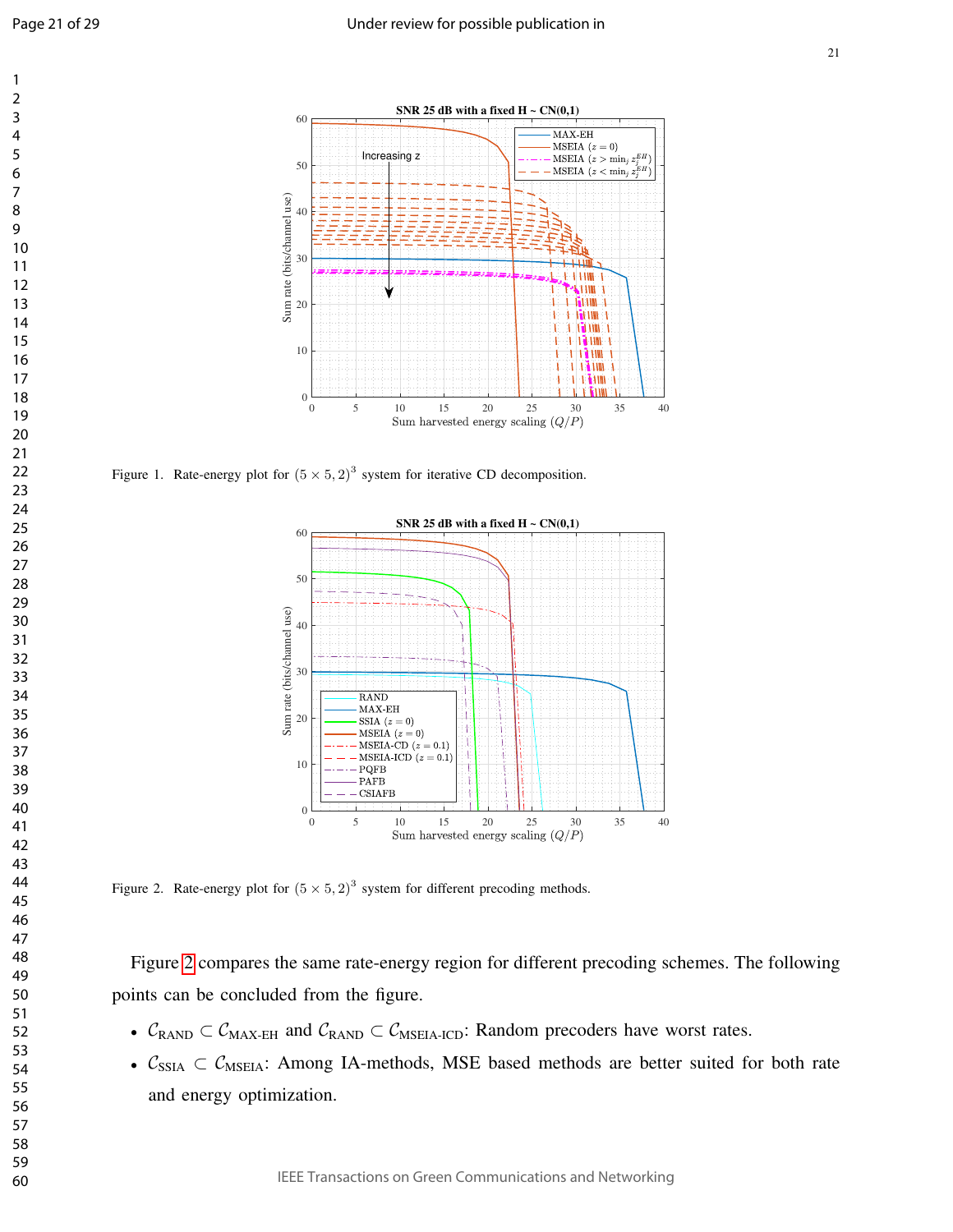Figure 1. Rate-energy plot for $(5 \times 5, 2)^3$ system for iterative CD decomposition.

Figure 2. Rate-energy plot for $(5 \times 5, 2)^3$ system for different precoding methods.

Figure 2 compares the same rate-energy region for different precoding schemes. The following points can be concluded from the figure.

- $\mathcal{C}_{\text{RAND}} \subset \mathcal{C}_{\text{MAX-EH}}$ and $\mathcal{C}_{\text{RAND}} \subset \mathcal{C}_{\text{MSEIA-ICD}}$: Random precoders have worst rates.
- $\mathcal{C}_{\text{SSIA}} \subset \mathcal{C}_{\text{MSEIA}}$: Among IA-methods, MSE based methods are better suited for both rate and energy optimization.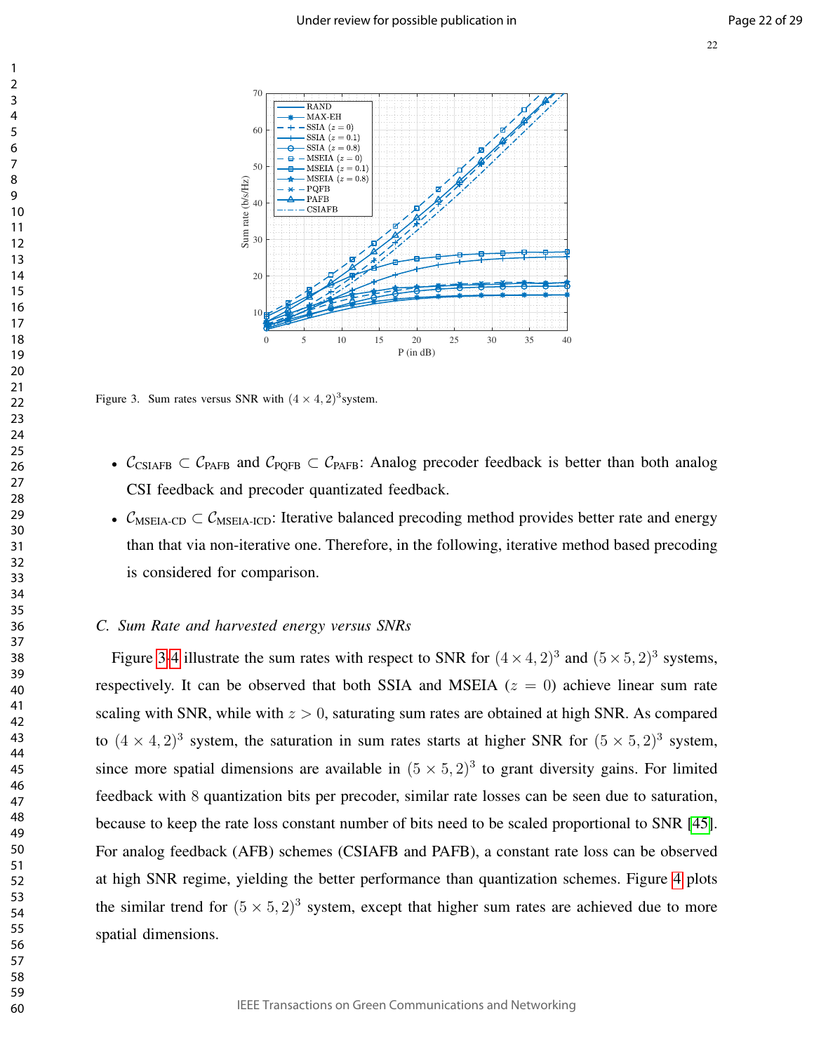Figure 3. Sum rates versus SNR with $(4 \times 4, 2)^3$system.

- $\mathcal{C}_{\text{CSIAFB}} \subset \mathcal{C}_{\text{PAFB}}$ and $\mathcal{C}_{\text{PQFB}} \subset \mathcal{C}_{\text{PAFB}}$: Analog precoder feedback is better than both analog CSI feedback and precoder quantizated feedback.
- $\mathcal{C}_{\text{MSEIA-CD}} \subset \mathcal{C}_{\text{MSEIA-ICD}}$: Iterative balanced precoding method provides better rate and energy than that via non-iterative one. Therefore, in the following, iterative method based precoding is considered for comparison.

### C. Sum Rate and harvested energy versus SNRs

Figure 3-4 illustrate the sum rates with respect to SNR for $(4 \times 4, 2)^3$ and $(5 \times 5, 2)^3$ systems, respectively. It can be observed that both SSIA and MSEIA ($z = 0$) achieve linear sum rate scaling with SNR, while with $z > 0$, saturating sum rates are obtained at high SNR. As compared to $(4 \times 4, 2)^3$ system, the saturation in sum rates starts at higher SNR for $(5 \times 5, 2)^3$ system, since more spatial dimensions are available in $(5 \times 5, 2)^3$ to grant diversity gains. For limited feedback with 8 quantization bits per precoder, similar rate losses can be seen due to saturation, because to keep the rate loss constant number of bits need to be scaled proportional to SNR [45]. For analog feedback (AFB) schemes (CSIAFB and PAFB), a constant rate loss can be observed at high SNR regime, yielding the better performance than quantization schemes. Figure 4 plots the similar trend for $(5 \times 5, 2)^3$ system, except that higher sum rates are achieved due to more spatial dimensions.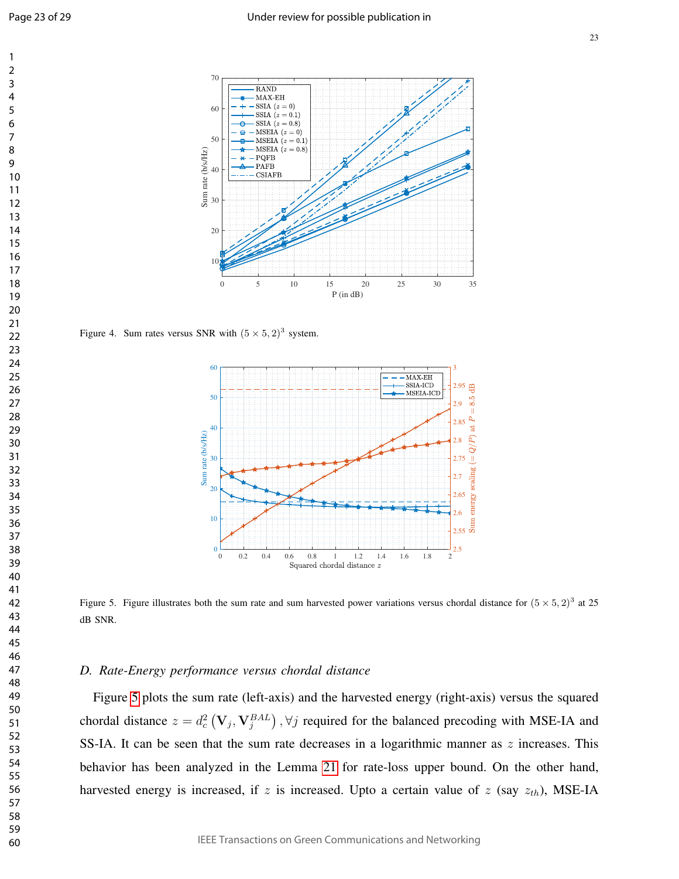Figure 4. Sum rates versus SNR with $(5 \times 5, 2)^3$ system.

Figure 5. Figure illustrates both the sum rate and sum harvested power variations versus chordal distance for $(5 \times 5, 2)^3$ at 25 dB SNR.

### D. Rate-Energy performance versus chordal distance

Figure 5 plots the sum rate (left-axis) and the harvested energy (right-axis) versus the squared chordal distance $z = d_c^2 \left( \mathbf{V}_j, \mathbf{V}_j^{BAL} \right), \forall j$ required for the balanced precoding with MSE-IA and SS-IA. It can be seen that the sum rate decreases in a logarithmic manner as $z$ increases. This behavior has been analyzed in the Lemma 21 for rate-loss upper bound. On the other hand, harvested energy is increased, if $z$ is increased. Upto a certain value of $z$ (say $z_{th}$), MSE-IA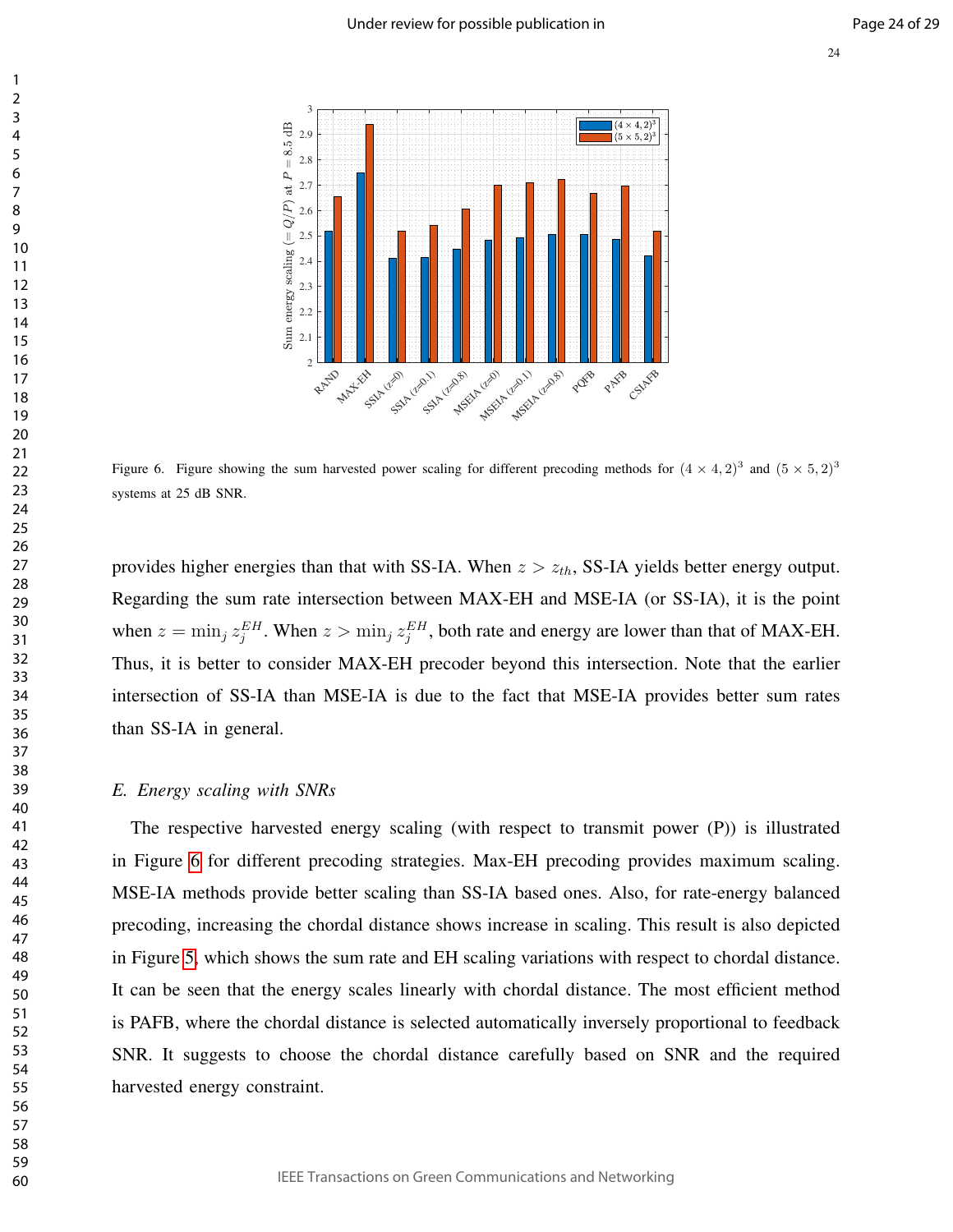Figure 6. Figure showing the sum harvested power scaling for different precoding methods for $(4 \times 4, 2)^3$ and $(5 \times 5, 2)^3$ systems at 25 dB SNR.

provides higher energies than that with SS-IA. When $z > z_{th}$, SS-IA yields better energy output. Regarding the sum rate intersection between MAX-EH and MSE-IA (or SS-IA), it is the point when $z = \min_j z_j^{EH}$. When $z > \min_j z_j^{EH}$, both rate and energy are lower than that of MAX-EH. Thus, it is better to consider MAX-EH precoder beyond this intersection. Note that the earlier intersection of SS-IA than MSE-IA is due to the fact that MSE-IA provides better sum rates than SS-IA in general.

### *E. Energy scaling with SNRs*

The respective harvested energy scaling (with respect to transmit power (P)) is illustrated in Figure 6 for different precoding strategies. Max-EH precoding provides maximum scaling. MSE-IA methods provide better scaling than SS-IA based ones. Also, for rate-energy balanced precoding, increasing the chordal distance shows increase in scaling. This result is also depicted in Figure 5, which shows the sum rate and EH scaling variations with respect to chordal distance. It can be seen that the energy scales linearly with chordal distance. The most efficient method is PAFB, where the chordal distance is selected automatically inversely proportional to feedback SNR. It suggests to choose the chordal distance carefully based on SNR and the required harvested energy constraint.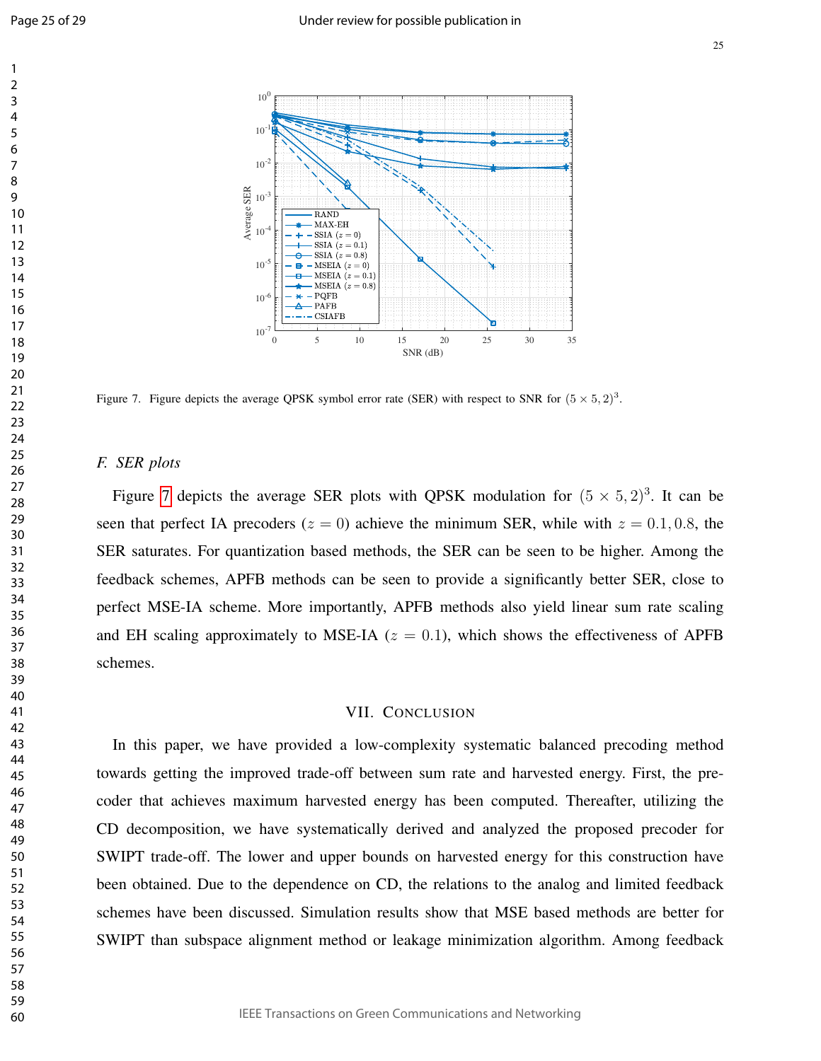Figure 7. Figure depicts the average QPSK symbol error rate (SER) with respect to SNR for $(5 \times 5, 2)^3$.

### *F. SER plots*

Figure 7 depicts the average SER plots with QPSK modulation for $(5 \times 5, 2)^3$. It can be seen that perfect IA precoders ($z = 0$) achieve the minimum SER, while with $z = 0.1, 0.8$, the SER saturates. For quantization based methods, the SER can be seen to be higher. Among the feedback schemes, APFB methods can be seen to provide a significantly better SER, close to perfect MSE-IA scheme. More importantly, APFB methods also yield linear sum rate scaling and EH scaling approximately to MSE-IA ($z = 0.1$), which shows the effectiveness of APFB schemes.

## VII. Conclusion

In this paper, we have provided a low-complexity systematic balanced precoding method towards getting the improved trade-off between sum rate and harvested energy. First, the precoder that achieves maximum harvested energy has been computed. Thereafter, utilizing the CD decomposition, we have systematically derived and analyzed the proposed precoder for SWIPT trade-off. The lower and upper bounds on harvested energy for this construction have been obtained. Due to the dependence on CD, the relations to the analog and limited feedback schemes have been discussed. Simulation results show that MSE based methods are better for SWIPT than subspace alignment method or leakage minimization algorithm. Among feedback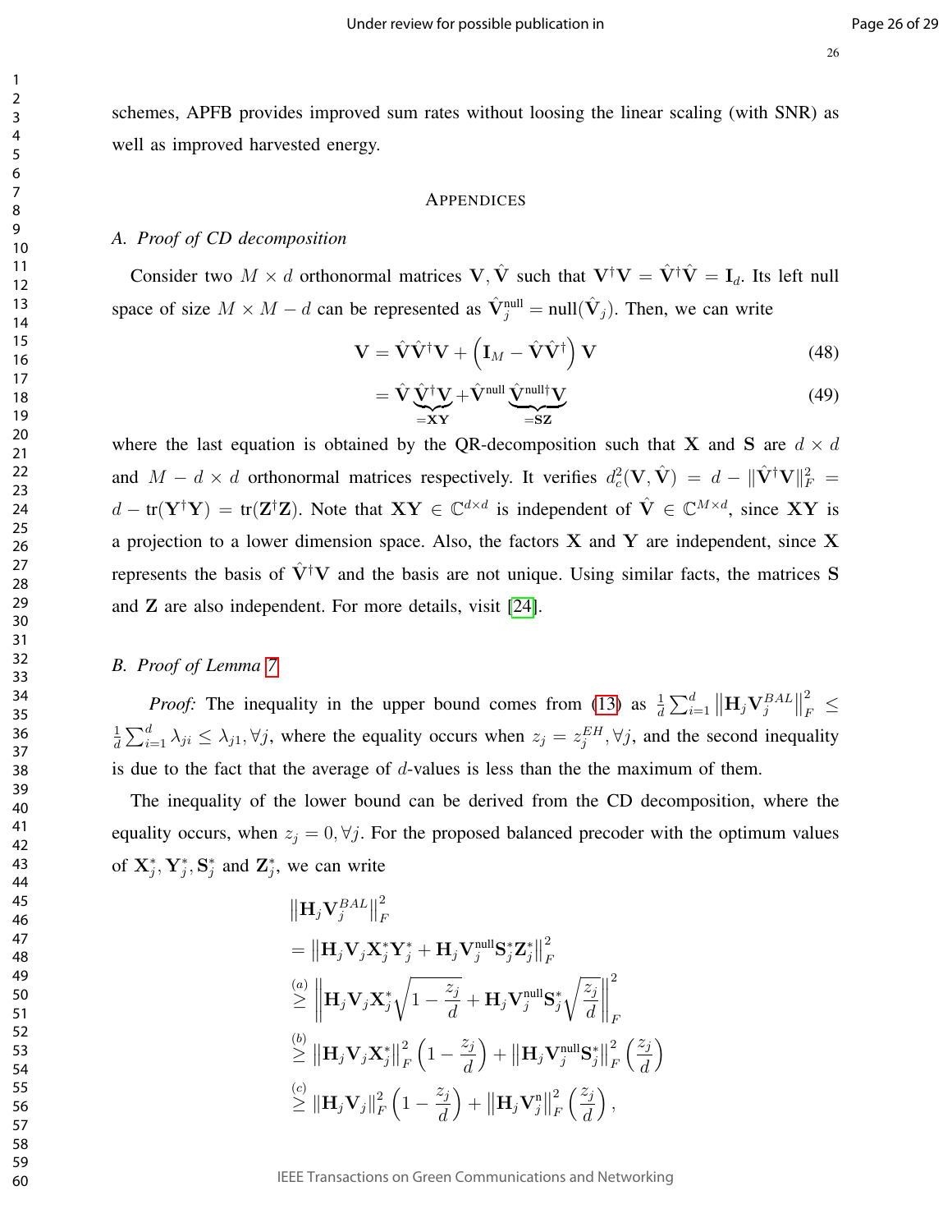schemes, APFB provides improved sum rates without loosing the linear scaling (with SNR) as well as improved harvested energy.

## Appendices

### A. Proof of CD decomposition

Consider two $M \times d$ orthonormal matrices $\mathbf{V}, \hat{\mathbf{V}}$ such that $\mathbf{V}^\dagger \mathbf{V} = \hat{\mathbf{V}}^\dagger \hat{\mathbf{V}} = \mathbf{I}_d$. Its left null space of size $M \times M - d$ can be represented as $\hat{\mathbf{V}}_j^{\text{null}} = \text{null}(\hat{\mathbf{V}}_j)$. Then, we can write

$$\mathbf{V} = \hat{\mathbf{V}}\hat{\mathbf{V}}^\dagger \mathbf{V} + \left(\mathbf{I}_M - \hat{\mathbf{V}}\hat{\mathbf{V}}^\dagger\right)\mathbf{V} \tag{48}$$

$$= \hat{\mathbf{V}} \underbrace{\hat{\mathbf{V}}^\dagger \mathbf{V}}_{=\mathbf{XY}} + \hat{\mathbf{V}}^{\text{null}} \underbrace{\hat{\mathbf{V}}^{\text{null}\dagger} \mathbf{V}}_{=\mathbf{SZ}} \tag{49}$$

where the last equation is obtained by the QR-decomposition such that $\mathbf{X}$ and $\mathbf{S}$ are $d \times d$ and $M - d \times d$ orthonormal matrices respectively. It verifies $d_c^2(\mathbf{V}, \hat{\mathbf{V}}) = d - \|\hat{\mathbf{V}}^\dagger \mathbf{V}\|_F^2 = d - \text{tr}(\mathbf{Y}^\dagger \mathbf{Y}) = \text{tr}(\mathbf{Z}^\dagger \mathbf{Z})$. Note that $\mathbf{XY} \in \mathbb{C}^{d \times d}$ is independent of $\hat{\mathbf{V}} \in \mathbb{C}^{M \times d}$, since $\mathbf{XY}$ is a projection to a lower dimension space. Also, the factors $\mathbf{X}$ and $\mathbf{Y}$ are independent, since $\mathbf{X}$ represents the basis of $\hat{\mathbf{V}}^\dagger \mathbf{V}$ and the basis are not unique. Using similar facts, the matrices $\mathbf{S}$ and $\mathbf{Z}$ are also independent. For more details, visit [24].

### B. Proof of Lemma 7

*Proof:* The inequality in the upper bound comes from (13) as $\frac{1}{d}\sum_{i=1}^{d} \left\|\mathbf{H}_j \mathbf{V}_j^{BAL}\right\|_F^2 \leq \frac{1}{d}\sum_{i=1}^{d} \lambda_{ji} \leq \lambda_{j1}, \forall j$, where the equality occurs when $z_j = z_j^{EH}, \forall j$, and the second inequality is due to the fact that the average of $d$-values is less than the the maximum of them.

The inequality of the lower bound can be derived from the CD decomposition, where the equality occurs, when $z_j = 0, \forall j$. For the proposed balanced precoder with the optimum values of $\mathbf{X}_j^*, \mathbf{Y}_j^*, \mathbf{S}_j^*$ and $\mathbf{Z}_j^*$, we can write

$$\begin{aligned}
&\left\|\mathbf{H}_j \mathbf{V}_j^{BAL}\right\|_F^2 \\
&= \left\|\mathbf{H}_j \mathbf{V}_j \mathbf{X}_j^* \mathbf{Y}_j^* + \mathbf{H}_j \mathbf{V}_j^{\text{null}} \mathbf{S}_j^* \mathbf{Z}_j^*\right\|_F^2 \\
&\overset{(a)}{\geq} \left\|\mathbf{H}_j \mathbf{V}_j \mathbf{X}_j^* \sqrt{1 - \frac{z_j}{d}} + \mathbf{H}_j \mathbf{V}_j^{\text{null}} \mathbf{S}_j^* \sqrt{\frac{z_j}{d}}\right\|_F^2 \\
&\overset{(b)}{\geq} \left\|\mathbf{H}_j \mathbf{V}_j \mathbf{X}_j^*\right\|_F^2 \left(1 - \frac{z_j}{d}\right) + \left\|\mathbf{H}_j \mathbf{V}_j^{\text{null}} \mathbf{S}_j^*\right\|_F^2 \left(\frac{z_j}{d}\right) \\
&\overset{(c)}{\geq} \left\|\mathbf{H}_j \mathbf{V}_j\right\|_F^2 \left(1 - \frac{z_j}{d}\right) + \left\|\mathbf{H}_j \mathbf{V}_j^{\text{n}}\right\|_F^2 \left(\frac{z_j}{d}\right),
\end{aligned}$$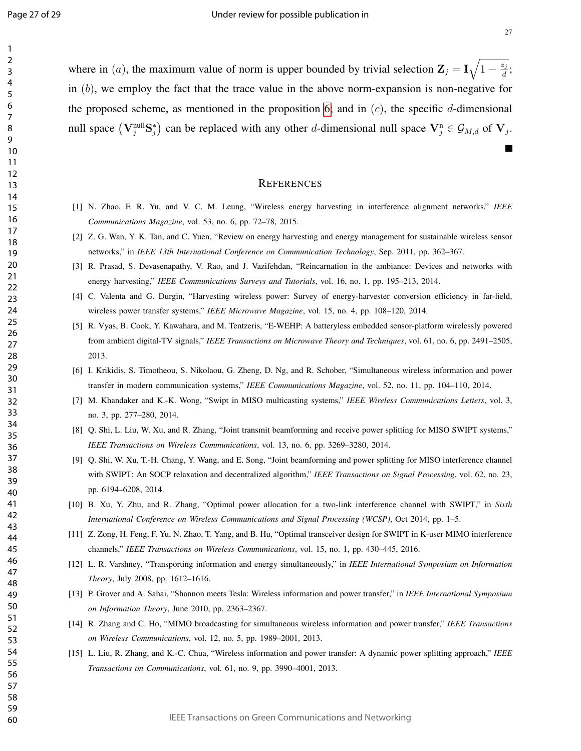where in $(a)$, the maximum value of norm is upper bounded by trivial selection $\mathbf{Z}_j = \mathbf{I}\sqrt{1 - \frac{z_j}{d}}$; in $(b)$, we employ the fact that the trace value in the above norm-expansion is non-negative for the proposed scheme, as mentioned in the proposition 6; and in $(c)$, the specific $d$-dimensional null space $\left(\mathbf{V}_j^{\text{null}}\mathbf{S}_j^*\right)$ can be replaced with any other $d$-dimensional null space $\mathbf{V}_j^{\text{n}} \in \mathcal{G}_{M,d}$ of $\mathbf{V}_j$. ∎

## REFERENCES

[1] N. Zhao, F. R. Yu, and V. C. M. Leung, "Wireless energy harvesting in interference alignment networks," *IEEE Communications Magazine*, vol. 53, no. 6, pp. 72–78, 2015.

[2] Z. G. Wan, Y. K. Tan, and C. Yuen, "Review on energy harvesting and energy management for sustainable wireless sensor networks," in *IEEE 13th International Conference on Communication Technology*, Sep. 2011, pp. 362–367.

[3] R. Prasad, S. Devasenapathy, V. Rao, and J. Vazifehdan, "Reincarnation in the ambiance: Devices and networks with energy harvesting," *IEEE Communications Surveys and Tutorials*, vol. 16, no. 1, pp. 195–213, 2014.

[4] C. Valenta and G. Durgin, "Harvesting wireless power: Survey of energy-harvester conversion efficiency in far-field, wireless power transfer systems," *IEEE Microwave Magazine*, vol. 15, no. 4, pp. 108–120, 2014.

[5] R. Vyas, B. Cook, Y. Kawahara, and M. Tentzeris, "E-WEHP: A batteryless embedded sensor-platform wirelessly powered from ambient digital-TV signals," *IEEE Transactions on Microwave Theory and Techniques*, vol. 61, no. 6, pp. 2491–2505, 2013.

[6] I. Krikidis, S. Timotheou, S. Nikolaou, G. Zheng, D. Ng, and R. Schober, "Simultaneous wireless information and power transfer in modern communication systems," *IEEE Communications Magazine*, vol. 52, no. 11, pp. 104–110, 2014.

[7] M. Khandaker and K.-K. Wong, "Swipt in MISO multicasting systems," *IEEE Wireless Communications Letters*, vol. 3, no. 3, pp. 277–280, 2014.

[8] Q. Shi, L. Liu, W. Xu, and R. Zhang, "Joint transmit beamforming and receive power splitting for MISO SWIPT systems," *IEEE Transactions on Wireless Communications*, vol. 13, no. 6, pp. 3269–3280, 2014.

[9] Q. Shi, W. Xu, T.-H. Chang, Y. Wang, and E. Song, "Joint beamforming and power splitting for MISO interference channel with SWIPT: An SOCP relaxation and decentralized algorithm," *IEEE Transactions on Signal Processing*, vol. 62, no. 23, pp. 6194–6208, 2014.

[10] B. Xu, Y. Zhu, and R. Zhang, "Optimal power allocation for a two-link interference channel with SWIPT," in *Sixth International Conference on Wireless Communications and Signal Processing (WCSP)*, Oct 2014, pp. 1–5.

[11] Z. Zong, H. Feng, F. Yu, N. Zhao, T. Yang, and B. Hu, "Optimal transceiver design for SWIPT in K-user MIMO interference channels," *IEEE Transactions on Wireless Communications*, vol. 15, no. 1, pp. 430–445, 2016.

[12] L. R. Varshney, "Transporting information and energy simultaneously," in *IEEE International Symposium on Information Theory*, July 2008, pp. 1612–1616.

[13] P. Grover and A. Sahai, "Shannon meets Tesla: Wireless information and power transfer," in *IEEE International Symposium on Information Theory*, June 2010, pp. 2363–2367.

[14] R. Zhang and C. Ho, "MIMO broadcasting for simultaneous wireless information and power transfer," *IEEE Transactions on Wireless Communications*, vol. 12, no. 5, pp. 1989–2001, 2013.

[15] L. Liu, R. Zhang, and K.-C. Chua, "Wireless information and power transfer: A dynamic power splitting approach," *IEEE Transactions on Communications*, vol. 61, no. 9, pp. 3990–4001, 2013.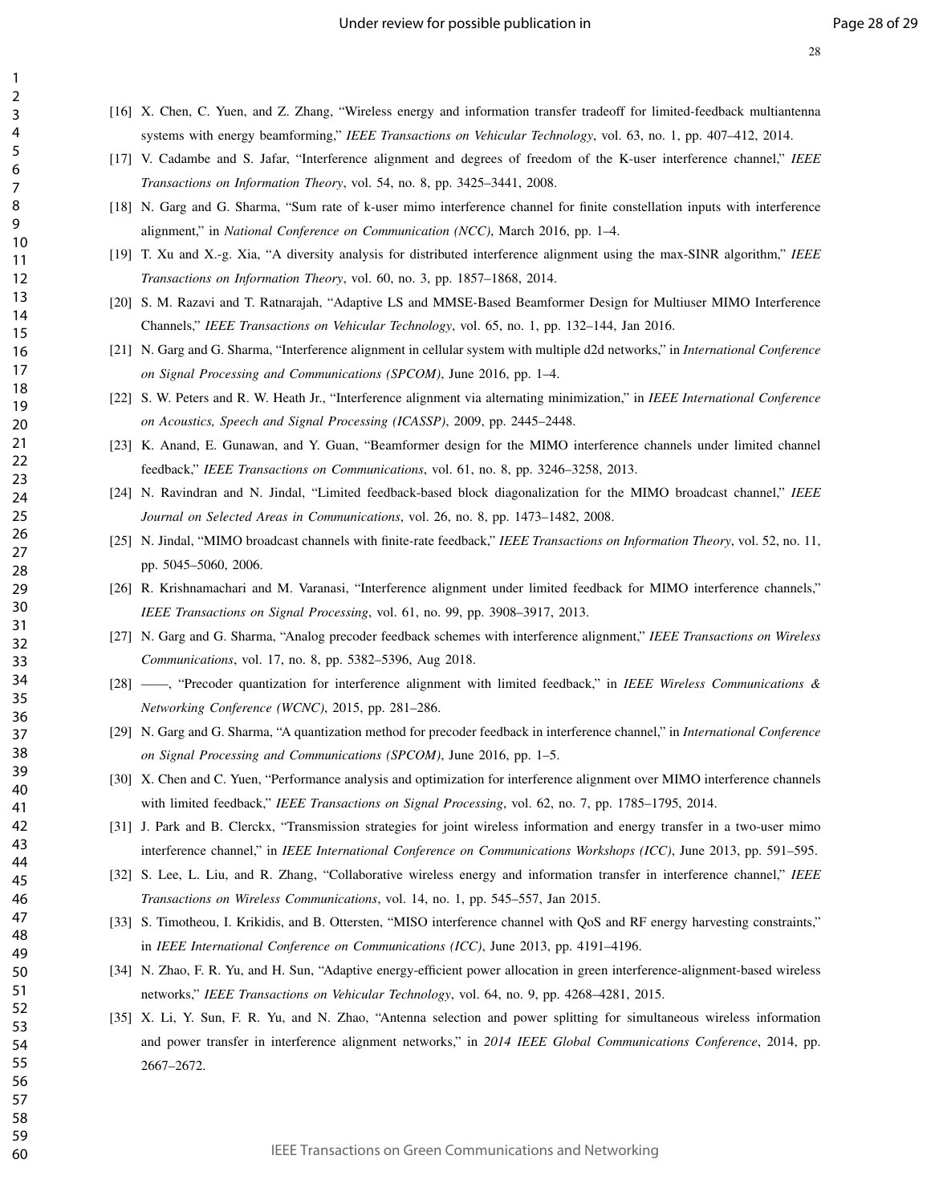[16] X. Chen, C. Yuen, and Z. Zhang, "Wireless energy and information transfer tradeoff for limited-feedback multiantenna systems with energy beamforming," *IEEE Transactions on Vehicular Technology*, vol. 63, no. 1, pp. 407–412, 2014.

[17] V. Cadambe and S. Jafar, "Interference alignment and degrees of freedom of the K-user interference channel," *IEEE Transactions on Information Theory*, vol. 54, no. 8, pp. 3425–3441, 2008.

[18] N. Garg and G. Sharma, "Sum rate of k-user mimo interference channel for finite constellation inputs with interference alignment," in *National Conference on Communication (NCC)*, March 2016, pp. 1–4.

[19] T. Xu and X.-g. Xia, "A diversity analysis for distributed interference alignment using the max-SINR algorithm," *IEEE Transactions on Information Theory*, vol. 60, no. 3, pp. 1857–1868, 2014.

[20] S. M. Razavi and T. Ratnarajah, "Adaptive LS and MMSE-Based Beamformer Design for Multiuser MIMO Interference Channels," *IEEE Transactions on Vehicular Technology*, vol. 65, no. 1, pp. 132–144, Jan 2016.

[21] N. Garg and G. Sharma, "Interference alignment in cellular system with multiple d2d networks," in *International Conference on Signal Processing and Communications (SPCOM)*, June 2016, pp. 1–4.

[22] S. W. Peters and R. W. Heath Jr., "Interference alignment via alternating minimization," in *IEEE International Conference on Acoustics, Speech and Signal Processing (ICASSP)*, 2009, pp. 2445–2448.

[23] K. Anand, E. Gunawan, and Y. Guan, "Beamformer design for the MIMO interference channels under limited channel feedback," *IEEE Transactions on Communications*, vol. 61, no. 8, pp. 3246–3258, 2013.

[24] N. Ravindran and N. Jindal, "Limited feedback-based block diagonalization for the MIMO broadcast channel," *IEEE Journal on Selected Areas in Communications*, vol. 26, no. 8, pp. 1473–1482, 2008.

[25] N. Jindal, "MIMO broadcast channels with finite-rate feedback," *IEEE Transactions on Information Theory*, vol. 52, no. 11, pp. 5045–5060, 2006.

[26] R. Krishnamachari and M. Varanasi, "Interference alignment under limited feedback for MIMO interference channels," *IEEE Transactions on Signal Processing*, vol. 61, no. 99, pp. 3908–3917, 2013.

[27] N. Garg and G. Sharma, "Analog precoder feedback schemes with interference alignment," *IEEE Transactions on Wireless Communications*, vol. 17, no. 8, pp. 5382–5396, Aug 2018.

[28] ——, "Precoder quantization for interference alignment with limited feedback," in *IEEE Wireless Communications & Networking Conference (WCNC)*, 2015, pp. 281–286.

[29] N. Garg and G. Sharma, "A quantization method for precoder feedback in interference channel," in *International Conference on Signal Processing and Communications (SPCOM)*, June 2016, pp. 1–5.

[30] X. Chen and C. Yuen, "Performance analysis and optimization for interference alignment over MIMO interference channels with limited feedback," *IEEE Transactions on Signal Processing*, vol. 62, no. 7, pp. 1785–1795, 2014.

[31] J. Park and B. Clerckx, "Transmission strategies for joint wireless information and energy transfer in a two-user mimo interference channel," in *IEEE International Conference on Communications Workshops (ICC)*, June 2013, pp. 591–595.

[32] S. Lee, L. Liu, and R. Zhang, "Collaborative wireless energy and information transfer in interference channel," *IEEE Transactions on Wireless Communications*, vol. 14, no. 1, pp. 545–557, Jan 2015.

[33] S. Timotheou, I. Krikidis, and B. Ottersten, "MISO interference channel with QoS and RF energy harvesting constraints," in *IEEE International Conference on Communications (ICC)*, June 2013, pp. 4191–4196.

[34] N. Zhao, F. R. Yu, and H. Sun, "Adaptive energy-efficient power allocation in green interference-alignment-based wireless networks," *IEEE Transactions on Vehicular Technology*, vol. 64, no. 9, pp. 4268–4281, 2015.

[35] X. Li, Y. Sun, F. R. Yu, and N. Zhao, "Antenna selection and power splitting for simultaneous wireless information and power transfer in interference alignment networks," in *2014 IEEE Global Communications Conference*, 2014, pp. 2667–2672.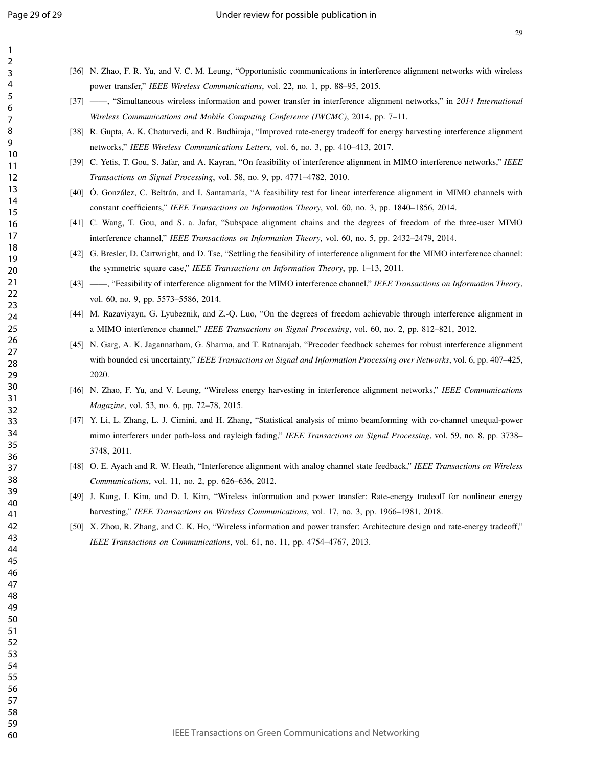[36] N. Zhao, F. R. Yu, and V. C. M. Leung, "Opportunistic communications in interference alignment networks with wireless power transfer," *IEEE Wireless Communications*, vol. 22, no. 1, pp. 88–95, 2015.

[37] ——, "Simultaneous wireless information and power transfer in interference alignment networks," in *2014 International Wireless Communications and Mobile Computing Conference (IWCMC)*, 2014, pp. 7–11.

[38] R. Gupta, A. K. Chaturvedi, and R. Budhiraja, "Improved rate-energy tradeoff for energy harvesting interference alignment networks," *IEEE Wireless Communications Letters*, vol. 6, no. 3, pp. 410–413, 2017.

[39] C. Yetis, T. Gou, S. Jafar, and A. Kayran, "On feasibility of interference alignment in MIMO interference networks," *IEEE Transactions on Signal Processing*, vol. 58, no. 9, pp. 4771–4782, 2010.

[40] Ó. González, C. Beltrán, and I. Santamaría, "A feasibility test for linear interference alignment in MIMO channels with constant coefficients," *IEEE Transactions on Information Theory*, vol. 60, no. 3, pp. 1840–1856, 2014.

[41] C. Wang, T. Gou, and S. a. Jafar, "Subspace alignment chains and the degrees of freedom of the three-user MIMO interference channel," *IEEE Transactions on Information Theory*, vol. 60, no. 5, pp. 2432–2479, 2014.

[42] G. Bresler, D. Cartwright, and D. Tse, "Settling the feasibility of interference alignment for the MIMO interference channel: the symmetric square case," *IEEE Transactions on Information Theory*, pp. 1–13, 2011.

[43] ——, "Feasibility of interference alignment for the MIMO interference channel," *IEEE Transactions on Information Theory*, vol. 60, no. 9, pp. 5573–5586, 2014.

[44] M. Razaviyayn, G. Lyubeznik, and Z.-Q. Luo, "On the degrees of freedom achievable through interference alignment in a MIMO interference channel," *IEEE Transactions on Signal Processing*, vol. 60, no. 2, pp. 812–821, 2012.

[45] N. Garg, A. K. Jagannatham, G. Sharma, and T. Ratnarajah, "Precoder feedback schemes for robust interference alignment with bounded csi uncertainty," *IEEE Transactions on Signal and Information Processing over Networks*, vol. 6, pp. 407–425, 2020.

[46] N. Zhao, F. Yu, and V. Leung, "Wireless energy harvesting in interference alignment networks," *IEEE Communications Magazine*, vol. 53, no. 6, pp. 72–78, 2015.

[47] Y. Li, L. Zhang, L. J. Cimini, and H. Zhang, "Statistical analysis of mimo beamforming with co-channel unequal-power mimo interferers under path-loss and rayleigh fading," *IEEE Transactions on Signal Processing*, vol. 59, no. 8, pp. 3738–3748, 2011.

[48] O. E. Ayach and R. W. Heath, "Interference alignment with analog channel state feedback," *IEEE Transactions on Wireless Communications*, vol. 11, no. 2, pp. 626–636, 2012.

[49] J. Kang, I. Kim, and D. I. Kim, "Wireless information and power transfer: Rate-energy tradeoff for nonlinear energy harvesting," *IEEE Transactions on Wireless Communications*, vol. 17, no. 3, pp. 1966–1981, 2018.

[50] X. Zhou, R. Zhang, and C. K. Ho, "Wireless information and power transfer: Architecture design and rate-energy tradeoff," *IEEE Transactions on Communications*, vol. 61, no. 11, pp. 4754–4767, 2013.